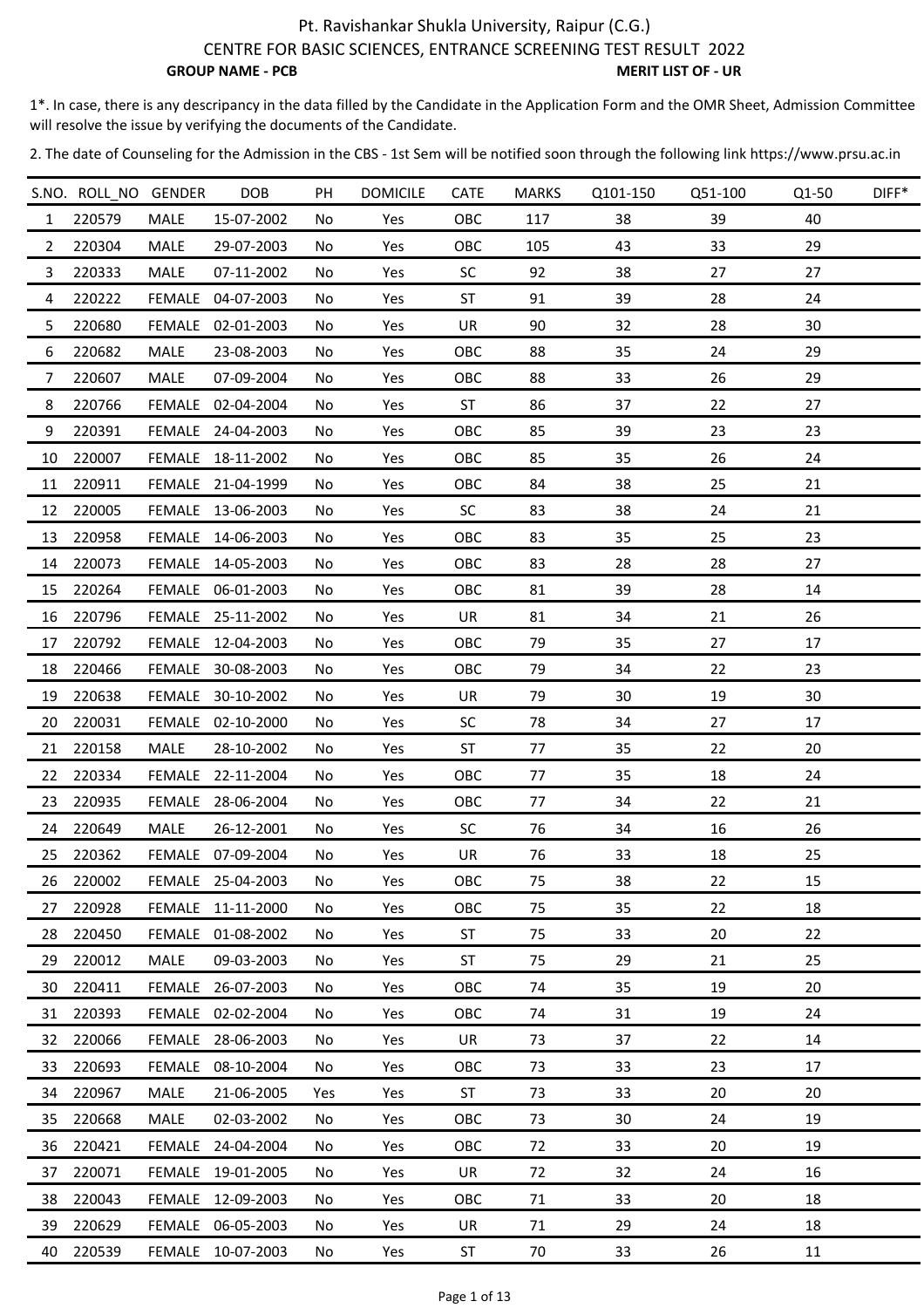# Pt. Ravishankar Shukla University, Raipur (C.G.)

## CENTRE FOR BASIC SCIENCES, ENTRANCE SCREENING TEST RESULT 2022

**GROUP NAME - PCB** **MERIT LIST OF - UR**

1*. In case, there is any descripancy in the data filled by the Candidate in the Application Form and the OMR Sheet, Admission Committee will resolve the issue by verifying the documents of the Candidate.

2. The date of Counseling for the Admission in the CBS - 1st Sem will be notified soon through the following link https://www.prsu.ac.in

| S.NO. | ROLL_NO | GENDER | DOB | PH | DOMICILE | CATE | MARKS | Q101-150 | Q51-100 | Q1-50 | DIFF* |
|---|---|---|---|---|---|---|---|---|---|---|---|
| 1 | 220579 | MALE | 15-07-2002 | No | Yes | OBC | 117 | 38 | 39 | 40 | |
| 2 | 220304 | MALE | 29-07-2003 | No | Yes | OBC | 105 | 43 | 33 | 29 | |
| 3 | 220333 | MALE | 07-11-2002 | No | Yes | SC | 92 | 38 | 27 | 27 | |
| 4 | 220222 | FEMALE | 04-07-2003 | No | Yes | ST | 91 | 39 | 28 | 24 | |
| 5 | 220680 | FEMALE | 02-01-2003 | No | Yes | UR | 90 | 32 | 28 | 30 | |
| 6 | 220682 | MALE | 23-08-2003 | No | Yes | OBC | 88 | 35 | 24 | 29 | |
| 7 | 220607 | MALE | 07-09-2004 | No | Yes | OBC | 88 | 33 | 26 | 29 | |
| 8 | 220766 | FEMALE | 02-04-2004 | No | Yes | ST | 86 | 37 | 22 | 27 | |
| 9 | 220391 | FEMALE | 24-04-2003 | No | Yes | OBC | 85 | 39 | 23 | 23 | |
| 10 | 220007 | FEMALE | 18-11-2002 | No | Yes | OBC | 85 | 35 | 26 | 24 | |
| 11 | 220911 | FEMALE | 21-04-1999 | No | Yes | OBC | 84 | 38 | 25 | 21 | |
| 12 | 220005 | FEMALE | 13-06-2003 | No | Yes | SC | 83 | 38 | 24 | 21 | |
| 13 | 220958 | FEMALE | 14-06-2003 | No | Yes | OBC | 83 | 35 | 25 | 23 | |
| 14 | 220073 | FEMALE | 14-05-2003 | No | Yes | OBC | 83 | 28 | 28 | 27 | |
| 15 | 220264 | FEMALE | 06-01-2003 | No | Yes | OBC | 81 | 39 | 28 | 14 | |
| 16 | 220796 | FEMALE | 25-11-2002 | No | Yes | UR | 81 | 34 | 21 | 26 | |
| 17 | 220792 | FEMALE | 12-04-2003 | No | Yes | OBC | 79 | 35 | 27 | 17 | |
| 18 | 220466 | FEMALE | 30-08-2003 | No | Yes | OBC | 79 | 34 | 22 | 23 | |
| 19 | 220638 | FEMALE | 30-10-2002 | No | Yes | UR | 79 | 30 | 19 | 30 | |
| 20 | 220031 | FEMALE | 02-10-2000 | No | Yes | SC | 78 | 34 | 27 | 17 | |
| 21 | 220158 | MALE | 28-10-2002 | No | Yes | ST | 77 | 35 | 22 | 20 | |
| 22 | 220334 | FEMALE | 22-11-2004 | No | Yes | OBC | 77 | 35 | 18 | 24 | |
| 23 | 220935 | FEMALE | 28-06-2004 | No | Yes | OBC | 77 | 34 | 22 | 21 | |
| 24 | 220649 | MALE | 26-12-2001 | No | Yes | SC | 76 | 34 | 16 | 26 | |
| 25 | 220362 | FEMALE | 07-09-2004 | No | Yes | UR | 76 | 33 | 18 | 25 | |
| 26 | 220002 | FEMALE | 25-04-2003 | No | Yes | OBC | 75 | 38 | 22 | 15 | |
| 27 | 220928 | FEMALE | 11-11-2000 | No | Yes | OBC | 75 | 35 | 22 | 18 | |
| 28 | 220450 | FEMALE | 01-08-2002 | No | Yes | ST | 75 | 33 | 20 | 22 | |
| 29 | 220012 | MALE | 09-03-2003 | No | Yes | ST | 75 | 29 | 21 | 25 | |
| 30 | 220411 | FEMALE | 26-07-2003 | No | Yes | OBC | 74 | 35 | 19 | 20 | |
| 31 | 220393 | FEMALE | 02-02-2004 | No | Yes | OBC | 74 | 31 | 19 | 24 | |
| 32 | 220066 | FEMALE | 28-06-2003 | No | Yes | UR | 73 | 37 | 22 | 14 | |
| 33 | 220693 | FEMALE | 08-10-2004 | No | Yes | OBC | 73 | 33 | 23 | 17 | |
| 34 | 220967 | MALE | 21-06-2005 | Yes | Yes | ST | 73 | 33 | 20 | 20 | |
| 35 | 220668 | MALE | 02-03-2002 | No | Yes | OBC | 73 | 30 | 24 | 19 | |
| 36 | 220421 | FEMALE | 24-04-2004 | No | Yes | OBC | 72 | 33 | 20 | 19 | |
| 37 | 220071 | FEMALE | 19-01-2005 | No | Yes | UR | 72 | 32 | 24 | 16 | |
| 38 | 220043 | FEMALE | 12-09-2003 | No | Yes | OBC | 71 | 33 | 20 | 18 | |
| 39 | 220629 | FEMALE | 06-05-2003 | No | Yes | UR | 71 | 29 | 24 | 18 | |
| 40 | 220539 | FEMALE | 10-07-2003 | No | Yes | ST | 70 | 33 | 26 | 11 | |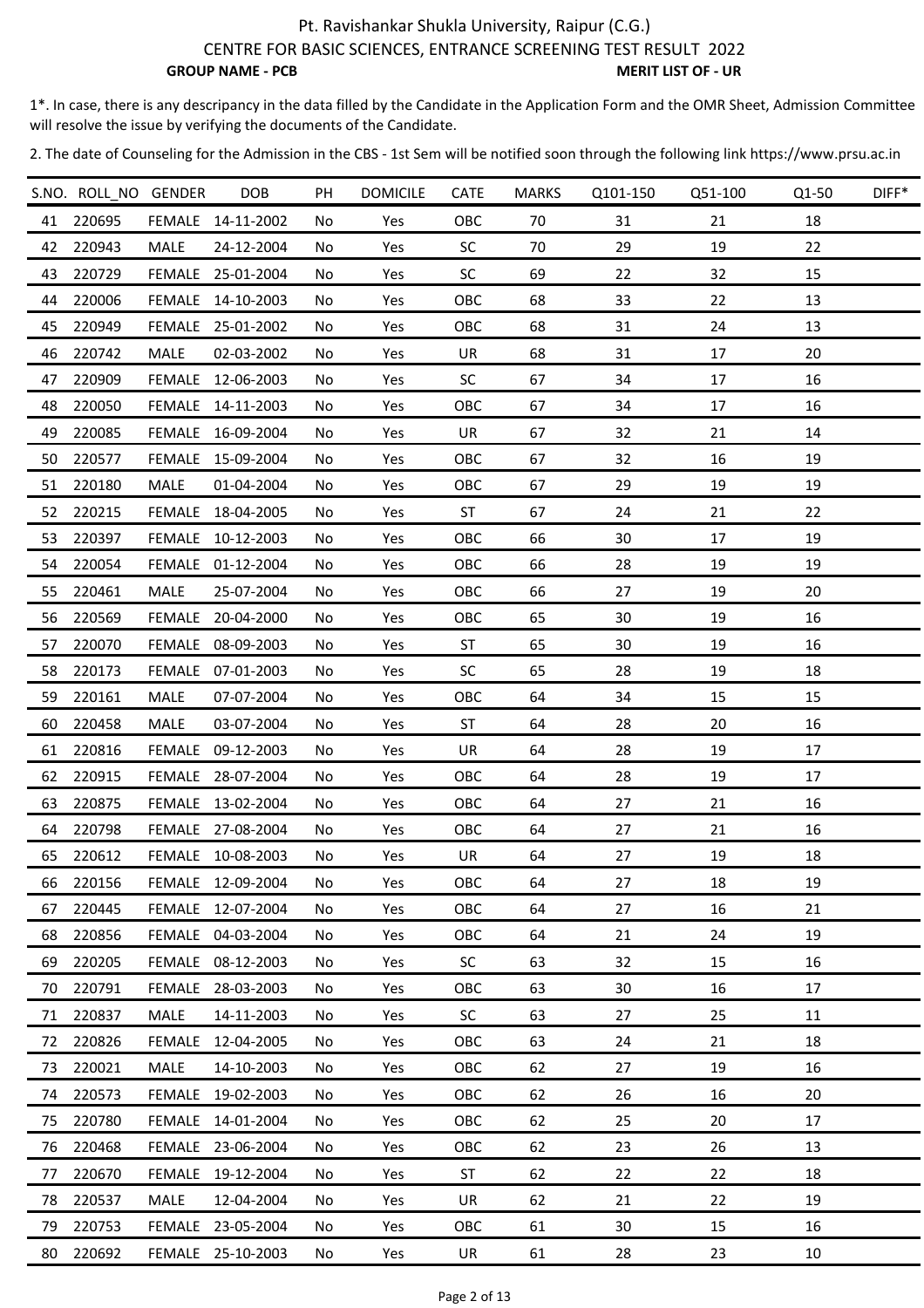Pt. Ravishankar Shukla University, Raipur (C.G.)

CENTRE FOR BASIC SCIENCES, ENTRANCE SCREENING TEST RESULT 2022

**GROUP NAME - PCB** **MERIT LIST OF - UR**

1*. In case, there is any descripancy in the data filled by the Candidate in the Application Form and the OMR Sheet, Admission Committee will resolve the issue by verifying the documents of the Candidate.

2. The date of Counseling for the Admission in the CBS - 1st Sem will be notified soon through the following link https://www.prsu.ac.in

| S.NO. | ROLL_NO | GENDER | DOB | PH | DOMICILE | CATE | MARKS | Q101-150 | Q51-100 | Q1-50 | DIFF* |
|---|---|---|---|---|---|---|---|---|---|---|---|
| 41 | 220695 | FEMALE | 14-11-2002 | No | Yes | OBC | 70 | 31 | 21 | 18 | |
| 42 | 220943 | MALE | 24-12-2004 | No | Yes | SC | 70 | 29 | 19 | 22 | |
| 43 | 220729 | FEMALE | 25-01-2004 | No | Yes | SC | 69 | 22 | 32 | 15 | |
| 44 | 220006 | FEMALE | 14-10-2003 | No | Yes | OBC | 68 | 33 | 22 | 13 | |
| 45 | 220949 | FEMALE | 25-01-2002 | No | Yes | OBC | 68 | 31 | 24 | 13 | |
| 46 | 220742 | MALE | 02-03-2002 | No | Yes | UR | 68 | 31 | 17 | 20 | |
| 47 | 220909 | FEMALE | 12-06-2003 | No | Yes | SC | 67 | 34 | 17 | 16 | |
| 48 | 220050 | FEMALE | 14-11-2003 | No | Yes | OBC | 67 | 34 | 17 | 16 | |
| 49 | 220085 | FEMALE | 16-09-2004 | No | Yes | UR | 67 | 32 | 21 | 14 | |
| 50 | 220577 | FEMALE | 15-09-2004 | No | Yes | OBC | 67 | 32 | 16 | 19 | |
| 51 | 220180 | MALE | 01-04-2004 | No | Yes | OBC | 67 | 29 | 19 | 19 | |
| 52 | 220215 | FEMALE | 18-04-2005 | No | Yes | ST | 67 | 24 | 21 | 22 | |
| 53 | 220397 | FEMALE | 10-12-2003 | No | Yes | OBC | 66 | 30 | 17 | 19 | |
| 54 | 220054 | FEMALE | 01-12-2004 | No | Yes | OBC | 66 | 28 | 19 | 19 | |
| 55 | 220461 | MALE | 25-07-2004 | No | Yes | OBC | 66 | 27 | 19 | 20 | |
| 56 | 220569 | FEMALE | 20-04-2000 | No | Yes | OBC | 65 | 30 | 19 | 16 | |
| 57 | 220070 | FEMALE | 08-09-2003 | No | Yes | ST | 65 | 30 | 19 | 16 | |
| 58 | 220173 | FEMALE | 07-01-2003 | No | Yes | SC | 65 | 28 | 19 | 18 | |
| 59 | 220161 | MALE | 07-07-2004 | No | Yes | OBC | 64 | 34 | 15 | 15 | |
| 60 | 220458 | MALE | 03-07-2004 | No | Yes | ST | 64 | 28 | 20 | 16 | |
| 61 | 220816 | FEMALE | 09-12-2003 | No | Yes | UR | 64 | 28 | 19 | 17 | |
| 62 | 220915 | FEMALE | 28-07-2004 | No | Yes | OBC | 64 | 28 | 19 | 17 | |
| 63 | 220875 | FEMALE | 13-02-2004 | No | Yes | OBC | 64 | 27 | 21 | 16 | |
| 64 | 220798 | FEMALE | 27-08-2004 | No | Yes | OBC | 64 | 27 | 21 | 16 | |
| 65 | 220612 | FEMALE | 10-08-2003 | No | Yes | UR | 64 | 27 | 19 | 18 | |
| 66 | 220156 | FEMALE | 12-09-2004 | No | Yes | OBC | 64 | 27 | 18 | 19 | |
| 67 | 220445 | FEMALE | 12-07-2004 | No | Yes | OBC | 64 | 27 | 16 | 21 | |
| 68 | 220856 | FEMALE | 04-03-2004 | No | Yes | OBC | 64 | 21 | 24 | 19 | |
| 69 | 220205 | FEMALE | 08-12-2003 | No | Yes | SC | 63 | 32 | 15 | 16 | |
| 70 | 220791 | FEMALE | 28-03-2003 | No | Yes | OBC | 63 | 30 | 16 | 17 | |
| 71 | 220837 | MALE | 14-11-2003 | No | Yes | SC | 63 | 27 | 25 | 11 | |
| 72 | 220826 | FEMALE | 12-04-2005 | No | Yes | OBC | 63 | 24 | 21 | 18 | |
| 73 | 220021 | MALE | 14-10-2003 | No | Yes | OBC | 62 | 27 | 19 | 16 | |
| 74 | 220573 | FEMALE | 19-02-2003 | No | Yes | OBC | 62 | 26 | 16 | 20 | |
| 75 | 220780 | FEMALE | 14-01-2004 | No | Yes | OBC | 62 | 25 | 20 | 17 | |
| 76 | 220468 | FEMALE | 23-06-2004 | No | Yes | OBC | 62 | 23 | 26 | 13 | |
| 77 | 220670 | FEMALE | 19-12-2004 | No | Yes | ST | 62 | 22 | 22 | 18 | |
| 78 | 220537 | MALE | 12-04-2004 | No | Yes | UR | 62 | 21 | 22 | 19 | |
| 79 | 220753 | FEMALE | 23-05-2004 | No | Yes | OBC | 61 | 30 | 15 | 16 | |
| 80 | 220692 | FEMALE | 25-10-2003 | No | Yes | UR | 61 | 28 | 23 | 10 | |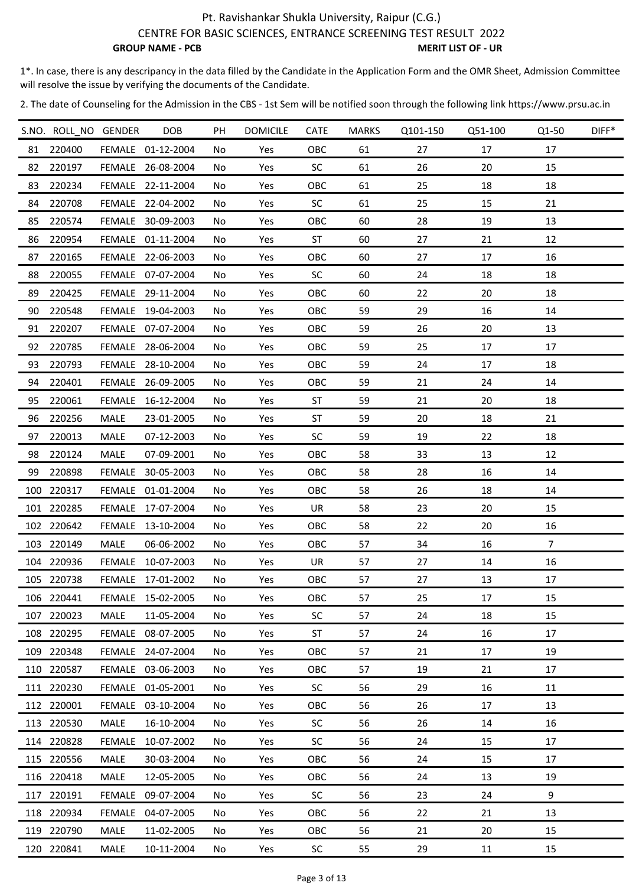Pt. Ravishankar Shukla University, Raipur (C.G.)

CENTRE FOR BASIC SCIENCES, ENTRANCE SCREENING TEST RESULT 2022

**GROUP NAME - PCB** **MERIT LIST OF - UR**

1*. In case, there is any descripancy in the data filled by the Candidate in the Application Form and the OMR Sheet, Admission Committee will resolve the issue by verifying the documents of the Candidate.

2. The date of Counseling for the Admission in the CBS - 1st Sem will be notified soon through the following link https://www.prsu.ac.in

| S.NO. | ROLL_NO | GENDER | DOB | PH | DOMICILE | CATE | MARKS | Q101-150 | Q51-100 | Q1-50 | DIFF* |
|---|---|---|---|---|---|---|---|---|---|---|---|
| 81 | 220400 | FEMALE | 01-12-2004 | No | Yes | OBC | 61 | 27 | 17 | 17 | |
| 82 | 220197 | FEMALE | 26-08-2004 | No | Yes | SC | 61 | 26 | 20 | 15 | |
| 83 | 220234 | FEMALE | 22-11-2004 | No | Yes | OBC | 61 | 25 | 18 | 18 | |
| 84 | 220708 | FEMALE | 22-04-2002 | No | Yes | SC | 61 | 25 | 15 | 21 | |
| 85 | 220574 | FEMALE | 30-09-2003 | No | Yes | OBC | 60 | 28 | 19 | 13 | |
| 86 | 220954 | FEMALE | 01-11-2004 | No | Yes | ST | 60 | 27 | 21 | 12 | |
| 87 | 220165 | FEMALE | 22-06-2003 | No | Yes | OBC | 60 | 27 | 17 | 16 | |
| 88 | 220055 | FEMALE | 07-07-2004 | No | Yes | SC | 60 | 24 | 18 | 18 | |
| 89 | 220425 | FEMALE | 29-11-2004 | No | Yes | OBC | 60 | 22 | 20 | 18 | |
| 90 | 220548 | FEMALE | 19-04-2003 | No | Yes | OBC | 59 | 29 | 16 | 14 | |
| 91 | 220207 | FEMALE | 07-07-2004 | No | Yes | OBC | 59 | 26 | 20 | 13 | |
| 92 | 220785 | FEMALE | 28-06-2004 | No | Yes | OBC | 59 | 25 | 17 | 17 | |
| 93 | 220793 | FEMALE | 28-10-2004 | No | Yes | OBC | 59 | 24 | 17 | 18 | |
| 94 | 220401 | FEMALE | 26-09-2005 | No | Yes | OBC | 59 | 21 | 24 | 14 | |
| 95 | 220061 | FEMALE | 16-12-2004 | No | Yes | ST | 59 | 21 | 20 | 18 | |
| 96 | 220256 | MALE | 23-01-2005 | No | Yes | ST | 59 | 20 | 18 | 21 | |
| 97 | 220013 | MALE | 07-12-2003 | No | Yes | SC | 59 | 19 | 22 | 18 | |
| 98 | 220124 | MALE | 07-09-2001 | No | Yes | OBC | 58 | 33 | 13 | 12 | |
| 99 | 220898 | FEMALE | 30-05-2003 | No | Yes | OBC | 58 | 28 | 16 | 14 | |
| 100 | 220317 | FEMALE | 01-01-2004 | No | Yes | OBC | 58 | 26 | 18 | 14 | |
| 101 | 220285 | FEMALE | 17-07-2004 | No | Yes | UR | 58 | 23 | 20 | 15 | |
| 102 | 220642 | FEMALE | 13-10-2004 | No | Yes | OBC | 58 | 22 | 20 | 16 | |
| 103 | 220149 | MALE | 06-06-2002 | No | Yes | OBC | 57 | 34 | 16 | 7 | |
| 104 | 220936 | FEMALE | 10-07-2003 | No | Yes | UR | 57 | 27 | 14 | 16 | |
| 105 | 220738 | FEMALE | 17-01-2002 | No | Yes | OBC | 57 | 27 | 13 | 17 | |
| 106 | 220441 | FEMALE | 15-02-2005 | No | Yes | OBC | 57 | 25 | 17 | 15 | |
| 107 | 220023 | MALE | 11-05-2004 | No | Yes | SC | 57 | 24 | 18 | 15 | |
| 108 | 220295 | FEMALE | 08-07-2005 | No | Yes | ST | 57 | 24 | 16 | 17 | |
| 109 | 220348 | FEMALE | 24-07-2004 | No | Yes | OBC | 57 | 21 | 17 | 19 | |
| 110 | 220587 | FEMALE | 03-06-2003 | No | Yes | OBC | 57 | 19 | 21 | 17 | |
| 111 | 220230 | FEMALE | 01-05-2001 | No | Yes | SC | 56 | 29 | 16 | 11 | |
| 112 | 220001 | FEMALE | 03-10-2004 | No | Yes | OBC | 56 | 26 | 17 | 13 | |
| 113 | 220530 | MALE | 16-10-2004 | No | Yes | SC | 56 | 26 | 14 | 16 | |
| 114 | 220828 | FEMALE | 10-07-2002 | No | Yes | SC | 56 | 24 | 15 | 17 | |
| 115 | 220556 | MALE | 30-03-2004 | No | Yes | OBC | 56 | 24 | 15 | 17 | |
| 116 | 220418 | MALE | 12-05-2005 | No | Yes | OBC | 56 | 24 | 13 | 19 | |
| 117 | 220191 | FEMALE | 09-07-2004 | No | Yes | SC | 56 | 23 | 24 | 9 | |
| 118 | 220934 | FEMALE | 04-07-2005 | No | Yes | OBC | 56 | 22 | 21 | 13 | |
| 119 | 220790 | MALE | 11-02-2005 | No | Yes | OBC | 56 | 21 | 20 | 15 | |
| 120 | 220841 | MALE | 10-11-2004 | No | Yes | SC | 55 | 29 | 11 | 15 | |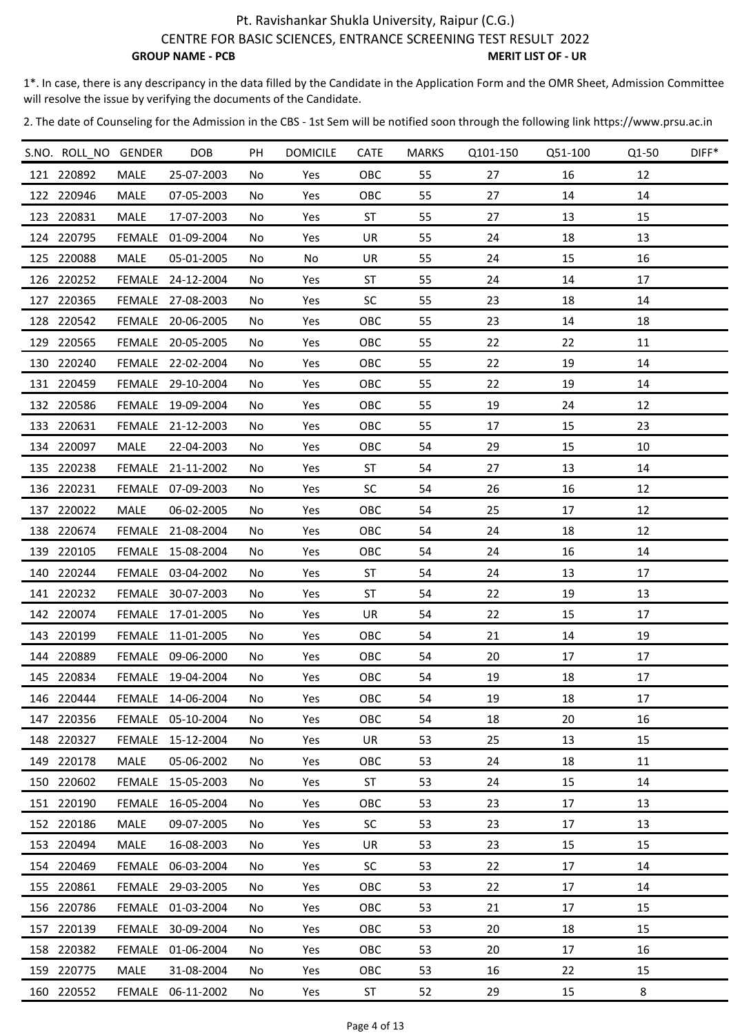Pt. Ravishankar Shukla University, Raipur (C.G.)

CENTRE FOR BASIC SCIENCES, ENTRANCE SCREENING TEST RESULT 2022

**GROUP NAME - PCB** **MERIT LIST OF - UR**

1*. In case, there is any descripancy in the data filled by the Candidate in the Application Form and the OMR Sheet, Admission Committee will resolve the issue by verifying the documents of the Candidate.

2. The date of Counseling for the Admission in the CBS - 1st Sem will be notified soon through the following link https://www.prsu.ac.in

| S.NO. | ROLL_NO | GENDER | DOB | PH | DOMICILE | CATE | MARKS | Q101-150 | Q51-100 | Q1-50 | DIFF* |
|---|---|---|---|---|---|---|---|---|---|---|---|
| 121 | 220892 | MALE | 25-07-2003 | No | Yes | OBC | 55 | 27 | 16 | 12 | |
| 122 | 220946 | MALE | 07-05-2003 | No | Yes | OBC | 55 | 27 | 14 | 14 | |
| 123 | 220831 | MALE | 17-07-2003 | No | Yes | ST | 55 | 27 | 13 | 15 | |
| 124 | 220795 | FEMALE | 01-09-2004 | No | Yes | UR | 55 | 24 | 18 | 13 | |
| 125 | 220088 | MALE | 05-01-2005 | No | No | UR | 55 | 24 | 15 | 16 | |
| 126 | 220252 | FEMALE | 24-12-2004 | No | Yes | ST | 55 | 24 | 14 | 17 | |
| 127 | 220365 | FEMALE | 27-08-2003 | No | Yes | SC | 55 | 23 | 18 | 14 | |
| 128 | 220542 | FEMALE | 20-06-2005 | No | Yes | OBC | 55 | 23 | 14 | 18 | |
| 129 | 220565 | FEMALE | 20-05-2005 | No | Yes | OBC | 55 | 22 | 22 | 11 | |
| 130 | 220240 | FEMALE | 22-02-2004 | No | Yes | OBC | 55 | 22 | 19 | 14 | |
| 131 | 220459 | FEMALE | 29-10-2004 | No | Yes | OBC | 55 | 22 | 19 | 14 | |
| 132 | 220586 | FEMALE | 19-09-2004 | No | Yes | OBC | 55 | 19 | 24 | 12 | |
| 133 | 220631 | FEMALE | 21-12-2003 | No | Yes | OBC | 55 | 17 | 15 | 23 | |
| 134 | 220097 | MALE | 22-04-2003 | No | Yes | OBC | 54 | 29 | 15 | 10 | |
| 135 | 220238 | FEMALE | 21-11-2002 | No | Yes | ST | 54 | 27 | 13 | 14 | |
| 136 | 220231 | FEMALE | 07-09-2003 | No | Yes | SC | 54 | 26 | 16 | 12 | |
| 137 | 220022 | MALE | 06-02-2005 | No | Yes | OBC | 54 | 25 | 17 | 12 | |
| 138 | 220674 | FEMALE | 21-08-2004 | No | Yes | OBC | 54 | 24 | 18 | 12 | |
| 139 | 220105 | FEMALE | 15-08-2004 | No | Yes | OBC | 54 | 24 | 16 | 14 | |
| 140 | 220244 | FEMALE | 03-04-2002 | No | Yes | ST | 54 | 24 | 13 | 17 | |
| 141 | 220232 | FEMALE | 30-07-2003 | No | Yes | ST | 54 | 22 | 19 | 13 | |
| 142 | 220074 | FEMALE | 17-01-2005 | No | Yes | UR | 54 | 22 | 15 | 17 | |
| 143 | 220199 | FEMALE | 11-01-2005 | No | Yes | OBC | 54 | 21 | 14 | 19 | |
| 144 | 220889 | FEMALE | 09-06-2000 | No | Yes | OBC | 54 | 20 | 17 | 17 | |
| 145 | 220834 | FEMALE | 19-04-2004 | No | Yes | OBC | 54 | 19 | 18 | 17 | |
| 146 | 220444 | FEMALE | 14-06-2004 | No | Yes | OBC | 54 | 19 | 18 | 17 | |
| 147 | 220356 | FEMALE | 05-10-2004 | No | Yes | OBC | 54 | 18 | 20 | 16 | |
| 148 | 220327 | FEMALE | 15-12-2004 | No | Yes | UR | 53 | 25 | 13 | 15 | |
| 149 | 220178 | MALE | 05-06-2002 | No | Yes | OBC | 53 | 24 | 18 | 11 | |
| 150 | 220602 | FEMALE | 15-05-2003 | No | Yes | ST | 53 | 24 | 15 | 14 | |
| 151 | 220190 | FEMALE | 16-05-2004 | No | Yes | OBC | 53 | 23 | 17 | 13 | |
| 152 | 220186 | MALE | 09-07-2005 | No | Yes | SC | 53 | 23 | 17 | 13 | |
| 153 | 220494 | MALE | 16-08-2003 | No | Yes | UR | 53 | 23 | 15 | 15 | |
| 154 | 220469 | FEMALE | 06-03-2004 | No | Yes | SC | 53 | 22 | 17 | 14 | |
| 155 | 220861 | FEMALE | 29-03-2005 | No | Yes | OBC | 53 | 22 | 17 | 14 | |
| 156 | 220786 | FEMALE | 01-03-2004 | No | Yes | OBC | 53 | 21 | 17 | 15 | |
| 157 | 220139 | FEMALE | 30-09-2004 | No | Yes | OBC | 53 | 20 | 18 | 15 | |
| 158 | 220382 | FEMALE | 01-06-2004 | No | Yes | OBC | 53 | 20 | 17 | 16 | |
| 159 | 220775 | MALE | 31-08-2004 | No | Yes | OBC | 53 | 16 | 22 | 15 | |
| 160 | 220552 | FEMALE | 06-11-2002 | No | Yes | ST | 52 | 29 | 15 | 8 | |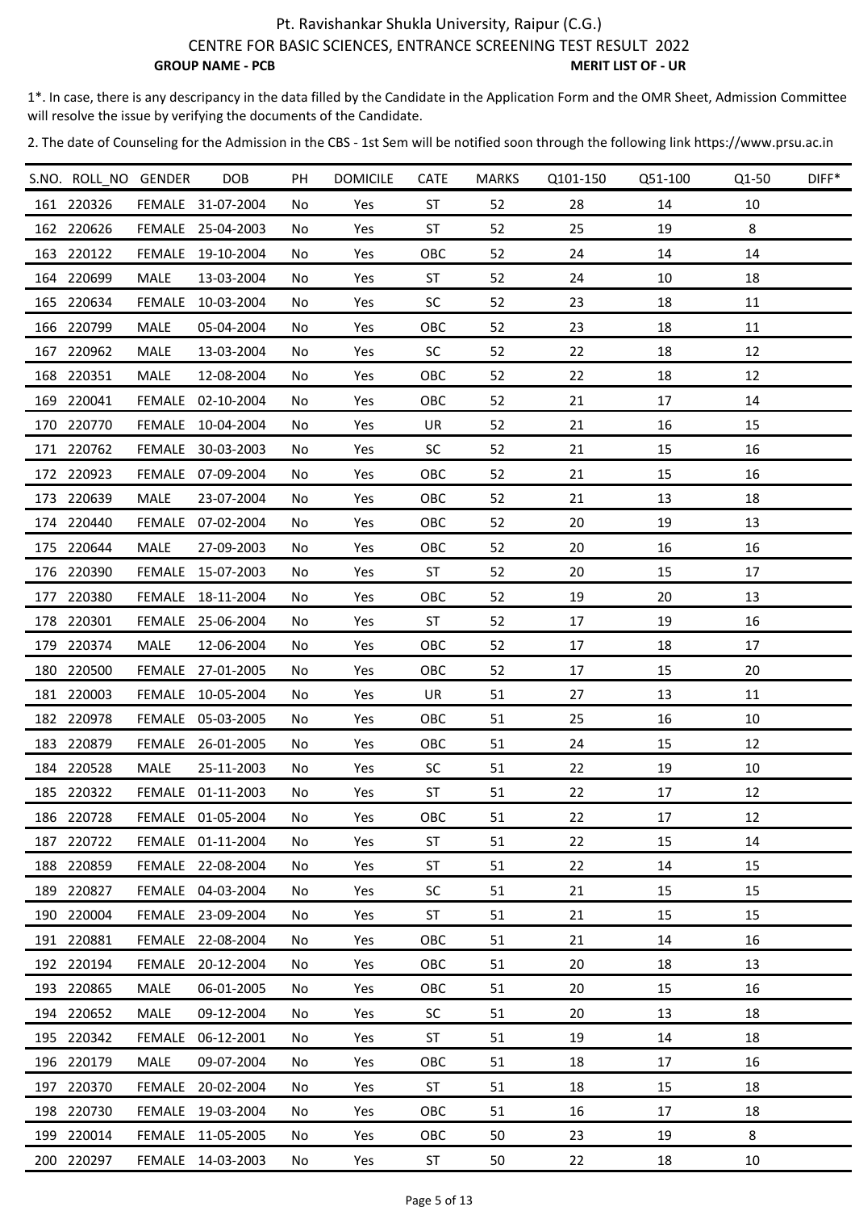Pt. Ravishankar Shukla University, Raipur (C.G.)

CENTRE FOR BASIC SCIENCES, ENTRANCE SCREENING TEST RESULT 2022

**GROUP NAME - PCB** **MERIT LIST OF - UR**

1*. In case, there is any descripancy in the data filled by the Candidate in the Application Form and the OMR Sheet, Admission Committee will resolve the issue by verifying the documents of the Candidate.

2. The date of Counseling for the Admission in the CBS - 1st Sem will be notified soon through the following link https://www.prsu.ac.in

| S.NO. | ROLL_NO | GENDER | DOB | PH | DOMICILE | CATE | MARKS | Q101-150 | Q51-100 | Q1-50 | DIFF* |
|---|---|---|---|---|---|---|---|---|---|---|---|
| 161 | 220326 | FEMALE | 31-07-2004 | No | Yes | ST | 52 | 28 | 14 | 10 | |
| 162 | 220626 | FEMALE | 25-04-2003 | No | Yes | ST | 52 | 25 | 19 | 8 | |
| 163 | 220122 | FEMALE | 19-10-2004 | No | Yes | OBC | 52 | 24 | 14 | 14 | |
| 164 | 220699 | MALE | 13-03-2004 | No | Yes | ST | 52 | 24 | 10 | 18 | |
| 165 | 220634 | FEMALE | 10-03-2004 | No | Yes | SC | 52 | 23 | 18 | 11 | |
| 166 | 220799 | MALE | 05-04-2004 | No | Yes | OBC | 52 | 23 | 18 | 11 | |
| 167 | 220962 | MALE | 13-03-2004 | No | Yes | SC | 52 | 22 | 18 | 12 | |
| 168 | 220351 | MALE | 12-08-2004 | No | Yes | OBC | 52 | 22 | 18 | 12 | |
| 169 | 220041 | FEMALE | 02-10-2004 | No | Yes | OBC | 52 | 21 | 17 | 14 | |
| 170 | 220770 | FEMALE | 10-04-2004 | No | Yes | UR | 52 | 21 | 16 | 15 | |
| 171 | 220762 | FEMALE | 30-03-2003 | No | Yes | SC | 52 | 21 | 15 | 16 | |
| 172 | 220923 | FEMALE | 07-09-2004 | No | Yes | OBC | 52 | 21 | 15 | 16 | |
| 173 | 220639 | MALE | 23-07-2004 | No | Yes | OBC | 52 | 21 | 13 | 18 | |
| 174 | 220440 | FEMALE | 07-02-2004 | No | Yes | OBC | 52 | 20 | 19 | 13 | |
| 175 | 220644 | MALE | 27-09-2003 | No | Yes | OBC | 52 | 20 | 16 | 16 | |
| 176 | 220390 | FEMALE | 15-07-2003 | No | Yes | ST | 52 | 20 | 15 | 17 | |
| 177 | 220380 | FEMALE | 18-11-2004 | No | Yes | OBC | 52 | 19 | 20 | 13 | |
| 178 | 220301 | FEMALE | 25-06-2004 | No | Yes | ST | 52 | 17 | 19 | 16 | |
| 179 | 220374 | MALE | 12-06-2004 | No | Yes | OBC | 52 | 17 | 18 | 17 | |
| 180 | 220500 | FEMALE | 27-01-2005 | No | Yes | OBC | 52 | 17 | 15 | 20 | |
| 181 | 220003 | FEMALE | 10-05-2004 | No | Yes | UR | 51 | 27 | 13 | 11 | |
| 182 | 220978 | FEMALE | 05-03-2005 | No | Yes | OBC | 51 | 25 | 16 | 10 | |
| 183 | 220879 | FEMALE | 26-01-2005 | No | Yes | OBC | 51 | 24 | 15 | 12 | |
| 184 | 220528 | MALE | 25-11-2003 | No | Yes | SC | 51 | 22 | 19 | 10 | |
| 185 | 220322 | FEMALE | 01-11-2003 | No | Yes | ST | 51 | 22 | 17 | 12 | |
| 186 | 220728 | FEMALE | 01-05-2004 | No | Yes | OBC | 51 | 22 | 17 | 12 | |
| 187 | 220722 | FEMALE | 01-11-2004 | No | Yes | ST | 51 | 22 | 15 | 14 | |
| 188 | 220859 | FEMALE | 22-08-2004 | No | Yes | ST | 51 | 22 | 14 | 15 | |
| 189 | 220827 | FEMALE | 04-03-2004 | No | Yes | SC | 51 | 21 | 15 | 15 | |
| 190 | 220004 | FEMALE | 23-09-2004 | No | Yes | ST | 51 | 21 | 15 | 15 | |
| 191 | 220881 | FEMALE | 22-08-2004 | No | Yes | OBC | 51 | 21 | 14 | 16 | |
| 192 | 220194 | FEMALE | 20-12-2004 | No | Yes | OBC | 51 | 20 | 18 | 13 | |
| 193 | 220865 | MALE | 06-01-2005 | No | Yes | OBC | 51 | 20 | 15 | 16 | |
| 194 | 220652 | MALE | 09-12-2004 | No | Yes | SC | 51 | 20 | 13 | 18 | |
| 195 | 220342 | FEMALE | 06-12-2001 | No | Yes | ST | 51 | 19 | 14 | 18 | |
| 196 | 220179 | MALE | 09-07-2004 | No | Yes | OBC | 51 | 18 | 17 | 16 | |
| 197 | 220370 | FEMALE | 20-02-2004 | No | Yes | ST | 51 | 18 | 15 | 18 | |
| 198 | 220730 | FEMALE | 19-03-2004 | No | Yes | OBC | 51 | 16 | 17 | 18 | |
| 199 | 220014 | FEMALE | 11-05-2005 | No | Yes | OBC | 50 | 23 | 19 | 8 | |
| 200 | 220297 | FEMALE | 14-03-2003 | No | Yes | ST | 50 | 22 | 18 | 10 | |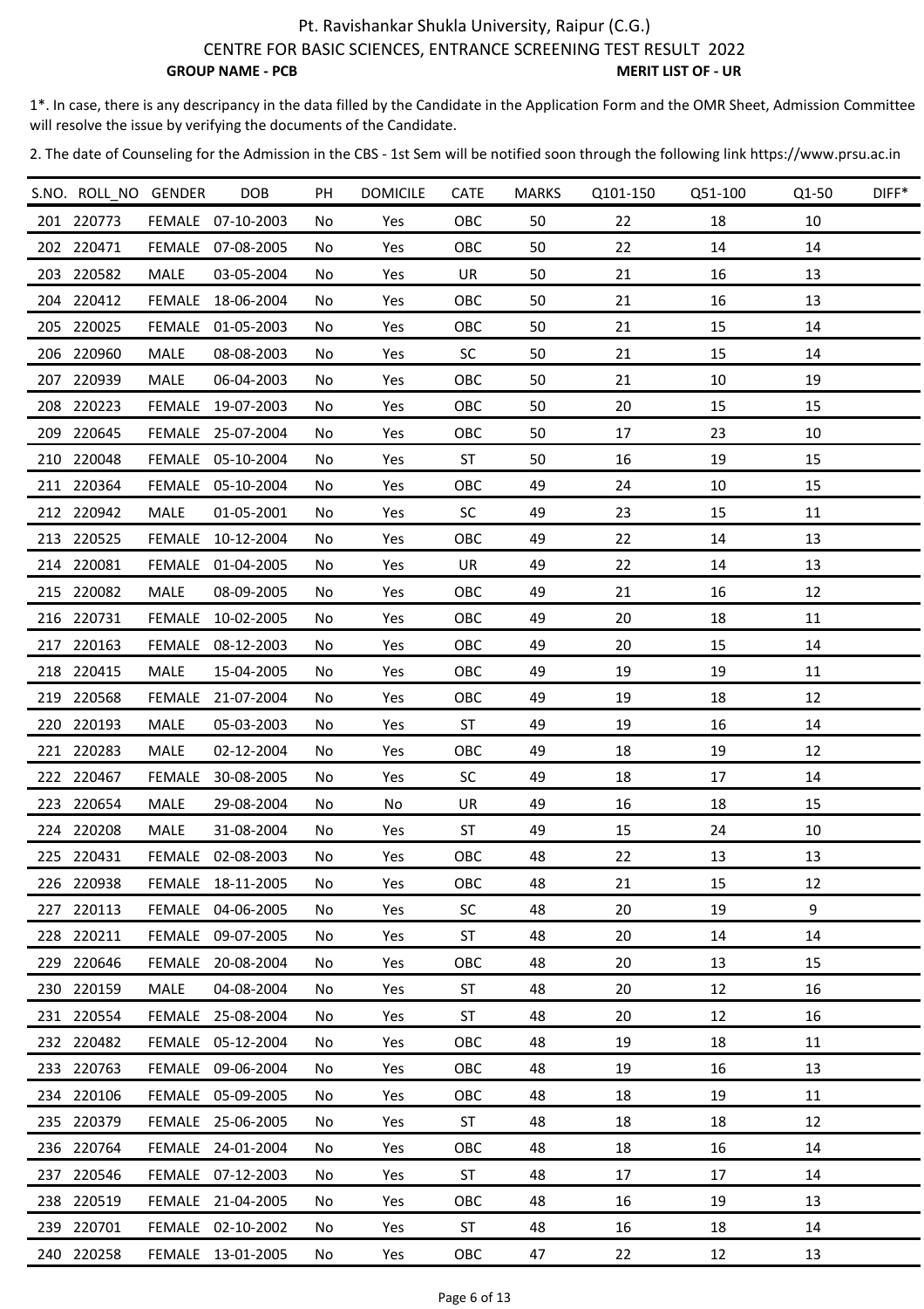Pt. Ravishankar Shukla University, Raipur (C.G.)

CENTRE FOR BASIC SCIENCES, ENTRANCE SCREENING TEST RESULT 2022

**GROUP NAME - PCB** **MERIT LIST OF - UR**

1*. In case, there is any descripancy in the data filled by the Candidate in the Application Form and the OMR Sheet, Admission Committee will resolve the issue by verifying the documents of the Candidate.

2. The date of Counseling for the Admission in the CBS - 1st Sem will be notified soon through the following link https://www.prsu.ac.in

| S.NO. | ROLL_NO | GENDER | DOB | PH | DOMICILE | CATE | MARKS | Q101-150 | Q51-100 | Q1-50 | DIFF* |
|---|---|---|---|---|---|---|---|---|---|---|---|
| 201 | 220773 | FEMALE | 07-10-2003 | No | Yes | OBC | 50 | 22 | 18 | 10 | |
| 202 | 220471 | FEMALE | 07-08-2005 | No | Yes | OBC | 50 | 22 | 14 | 14 | |
| 203 | 220582 | MALE | 03-05-2004 | No | Yes | UR | 50 | 21 | 16 | 13 | |
| 204 | 220412 | FEMALE | 18-06-2004 | No | Yes | OBC | 50 | 21 | 16 | 13 | |
| 205 | 220025 | FEMALE | 01-05-2003 | No | Yes | OBC | 50 | 21 | 15 | 14 | |
| 206 | 220960 | MALE | 08-08-2003 | No | Yes | SC | 50 | 21 | 15 | 14 | |
| 207 | 220939 | MALE | 06-04-2003 | No | Yes | OBC | 50 | 21 | 10 | 19 | |
| 208 | 220223 | FEMALE | 19-07-2003 | No | Yes | OBC | 50 | 20 | 15 | 15 | |
| 209 | 220645 | FEMALE | 25-07-2004 | No | Yes | OBC | 50 | 17 | 23 | 10 | |
| 210 | 220048 | FEMALE | 05-10-2004 | No | Yes | ST | 50 | 16 | 19 | 15 | |
| 211 | 220364 | FEMALE | 05-10-2004 | No | Yes | OBC | 49 | 24 | 10 | 15 | |
| 212 | 220942 | MALE | 01-05-2001 | No | Yes | SC | 49 | 23 | 15 | 11 | |
| 213 | 220525 | FEMALE | 10-12-2004 | No | Yes | OBC | 49 | 22 | 14 | 13 | |
| 214 | 220081 | FEMALE | 01-04-2005 | No | Yes | UR | 49 | 22 | 14 | 13 | |
| 215 | 220082 | MALE | 08-09-2005 | No | Yes | OBC | 49 | 21 | 16 | 12 | |
| 216 | 220731 | FEMALE | 10-02-2005 | No | Yes | OBC | 49 | 20 | 18 | 11 | |
| 217 | 220163 | FEMALE | 08-12-2003 | No | Yes | OBC | 49 | 20 | 15 | 14 | |
| 218 | 220415 | MALE | 15-04-2005 | No | Yes | OBC | 49 | 19 | 19 | 11 | |
| 219 | 220568 | FEMALE | 21-07-2004 | No | Yes | OBC | 49 | 19 | 18 | 12 | |
| 220 | 220193 | MALE | 05-03-2003 | No | Yes | ST | 49 | 19 | 16 | 14 | |
| 221 | 220283 | MALE | 02-12-2004 | No | Yes | OBC | 49 | 18 | 19 | 12 | |
| 222 | 220467 | FEMALE | 30-08-2005 | No | Yes | SC | 49 | 18 | 17 | 14 | |
| 223 | 220654 | MALE | 29-08-2004 | No | No | UR | 49 | 16 | 18 | 15 | |
| 224 | 220208 | MALE | 31-08-2004 | No | Yes | ST | 49 | 15 | 24 | 10 | |
| 225 | 220431 | FEMALE | 02-08-2003 | No | Yes | OBC | 48 | 22 | 13 | 13 | |
| 226 | 220938 | FEMALE | 18-11-2005 | No | Yes | OBC | 48 | 21 | 15 | 12 | |
| 227 | 220113 | FEMALE | 04-06-2005 | No | Yes | SC | 48 | 20 | 19 | 9 | |
| 228 | 220211 | FEMALE | 09-07-2005 | No | Yes | ST | 48 | 20 | 14 | 14 | |
| 229 | 220646 | FEMALE | 20-08-2004 | No | Yes | OBC | 48 | 20 | 13 | 15 | |
| 230 | 220159 | MALE | 04-08-2004 | No | Yes | ST | 48 | 20 | 12 | 16 | |
| 231 | 220554 | FEMALE | 25-08-2004 | No | Yes | ST | 48 | 20 | 12 | 16 | |
| 232 | 220482 | FEMALE | 05-12-2004 | No | Yes | OBC | 48 | 19 | 18 | 11 | |
| 233 | 220763 | FEMALE | 09-06-2004 | No | Yes | OBC | 48 | 19 | 16 | 13 | |
| 234 | 220106 | FEMALE | 05-09-2005 | No | Yes | OBC | 48 | 18 | 19 | 11 | |
| 235 | 220379 | FEMALE | 25-06-2005 | No | Yes | ST | 48 | 18 | 18 | 12 | |
| 236 | 220764 | FEMALE | 24-01-2004 | No | Yes | OBC | 48 | 18 | 16 | 14 | |
| 237 | 220546 | FEMALE | 07-12-2003 | No | Yes | ST | 48 | 17 | 17 | 14 | |
| 238 | 220519 | FEMALE | 21-04-2005 | No | Yes | OBC | 48 | 16 | 19 | 13 | |
| 239 | 220701 | FEMALE | 02-10-2002 | No | Yes | ST | 48 | 16 | 18 | 14 | |
| 240 | 220258 | FEMALE | 13-01-2005 | No | Yes | OBC | 47 | 22 | 12 | 13 | |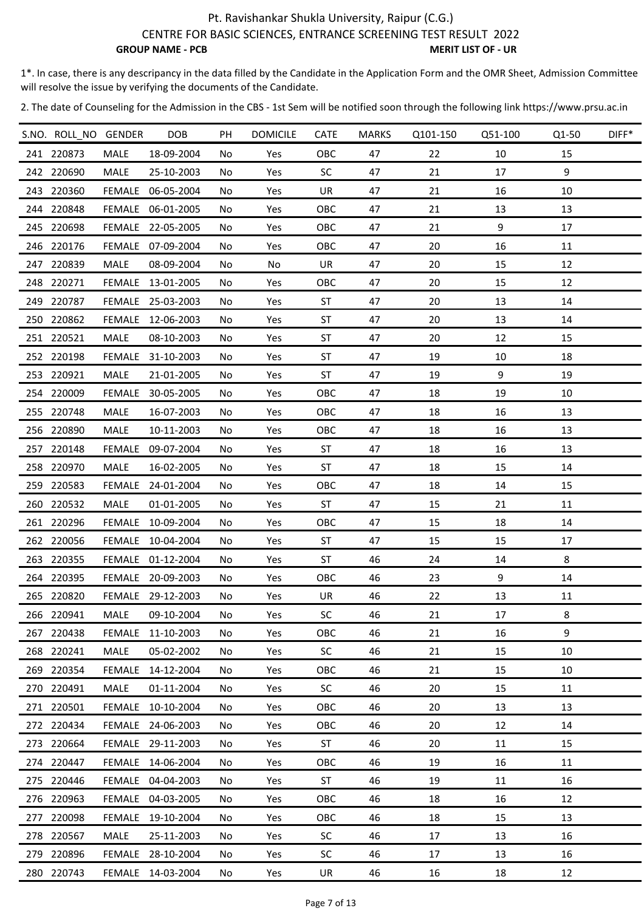Pt. Ravishankar Shukla University, Raipur (C.G.)

CENTRE FOR BASIC SCIENCES, ENTRANCE SCREENING TEST RESULT 2022

**GROUP NAME - PCB** **MERIT LIST OF - UR**

1*. In case, there is any descripancy in the data filled by the Candidate in the Application Form and the OMR Sheet, Admission Committee will resolve the issue by verifying the documents of the Candidate.

2. The date of Counseling for the Admission in the CBS - 1st Sem will be notified soon through the following link https://www.prsu.ac.in

| S.NO. | ROLL_NO | GENDER | DOB | PH | DOMICILE | CATE | MARKS | Q101-150 | Q51-100 | Q1-50 | DIFF* |
|---|---|---|---|---|---|---|---|---|---|---|---|
| 241 | 220873 | MALE | 18-09-2004 | No | Yes | OBC | 47 | 22 | 10 | 15 | |
| 242 | 220690 | MALE | 25-10-2003 | No | Yes | SC | 47 | 21 | 17 | 9 | |
| 243 | 220360 | FEMALE | 06-05-2004 | No | Yes | UR | 47 | 21 | 16 | 10 | |
| 244 | 220848 | FEMALE | 06-01-2005 | No | Yes | OBC | 47 | 21 | 13 | 13 | |
| 245 | 220698 | FEMALE | 22-05-2005 | No | Yes | OBC | 47 | 21 | 9 | 17 | |
| 246 | 220176 | FEMALE | 07-09-2004 | No | Yes | OBC | 47 | 20 | 16 | 11 | |
| 247 | 220839 | MALE | 08-09-2004 | No | No | UR | 47 | 20 | 15 | 12 | |
| 248 | 220271 | FEMALE | 13-01-2005 | No | Yes | OBC | 47 | 20 | 15 | 12 | |
| 249 | 220787 | FEMALE | 25-03-2003 | No | Yes | ST | 47 | 20 | 13 | 14 | |
| 250 | 220862 | FEMALE | 12-06-2003 | No | Yes | ST | 47 | 20 | 13 | 14 | |
| 251 | 220521 | MALE | 08-10-2003 | No | Yes | ST | 47 | 20 | 12 | 15 | |
| 252 | 220198 | FEMALE | 31-10-2003 | No | Yes | ST | 47 | 19 | 10 | 18 | |
| 253 | 220921 | MALE | 21-01-2005 | No | Yes | ST | 47 | 19 | 9 | 19 | |
| 254 | 220009 | FEMALE | 30-05-2005 | No | Yes | OBC | 47 | 18 | 19 | 10 | |
| 255 | 220748 | MALE | 16-07-2003 | No | Yes | OBC | 47 | 18 | 16 | 13 | |
| 256 | 220890 | MALE | 10-11-2003 | No | Yes | OBC | 47 | 18 | 16 | 13 | |
| 257 | 220148 | FEMALE | 09-07-2004 | No | Yes | ST | 47 | 18 | 16 | 13 | |
| 258 | 220970 | MALE | 16-02-2005 | No | Yes | ST | 47 | 18 | 15 | 14 | |
| 259 | 220583 | FEMALE | 24-01-2004 | No | Yes | OBC | 47 | 18 | 14 | 15 | |
| 260 | 220532 | MALE | 01-01-2005 | No | Yes | ST | 47 | 15 | 21 | 11 | |
| 261 | 220296 | FEMALE | 10-09-2004 | No | Yes | OBC | 47 | 15 | 18 | 14 | |
| 262 | 220056 | FEMALE | 10-04-2004 | No | Yes | ST | 47 | 15 | 15 | 17 | |
| 263 | 220355 | FEMALE | 01-12-2004 | No | Yes | ST | 46 | 24 | 14 | 8 | |
| 264 | 220395 | FEMALE | 20-09-2003 | No | Yes | OBC | 46 | 23 | 9 | 14 | |
| 265 | 220820 | FEMALE | 29-12-2003 | No | Yes | UR | 46 | 22 | 13 | 11 | |
| 266 | 220941 | MALE | 09-10-2004 | No | Yes | SC | 46 | 21 | 17 | 8 | |
| 267 | 220438 | FEMALE | 11-10-2003 | No | Yes | OBC | 46 | 21 | 16 | 9 | |
| 268 | 220241 | MALE | 05-02-2002 | No | Yes | SC | 46 | 21 | 15 | 10 | |
| 269 | 220354 | FEMALE | 14-12-2004 | No | Yes | OBC | 46 | 21 | 15 | 10 | |
| 270 | 220491 | MALE | 01-11-2004 | No | Yes | SC | 46 | 20 | 15 | 11 | |
| 271 | 220501 | FEMALE | 10-10-2004 | No | Yes | OBC | 46 | 20 | 13 | 13 | |
| 272 | 220434 | FEMALE | 24-06-2003 | No | Yes | OBC | 46 | 20 | 12 | 14 | |
| 273 | 220664 | FEMALE | 29-11-2003 | No | Yes | ST | 46 | 20 | 11 | 15 | |
| 274 | 220447 | FEMALE | 14-06-2004 | No | Yes | OBC | 46 | 19 | 16 | 11 | |
| 275 | 220446 | FEMALE | 04-04-2003 | No | Yes | ST | 46 | 19 | 11 | 16 | |
| 276 | 220963 | FEMALE | 04-03-2005 | No | Yes | OBC | 46 | 18 | 16 | 12 | |
| 277 | 220098 | FEMALE | 19-10-2004 | No | Yes | OBC | 46 | 18 | 15 | 13 | |
| 278 | 220567 | MALE | 25-11-2003 | No | Yes | SC | 46 | 17 | 13 | 16 | |
| 279 | 220896 | FEMALE | 28-10-2004 | No | Yes | SC | 46 | 17 | 13 | 16 | |
| 280 | 220743 | FEMALE | 14-03-2004 | No | Yes | UR | 46 | 16 | 18 | 12 | |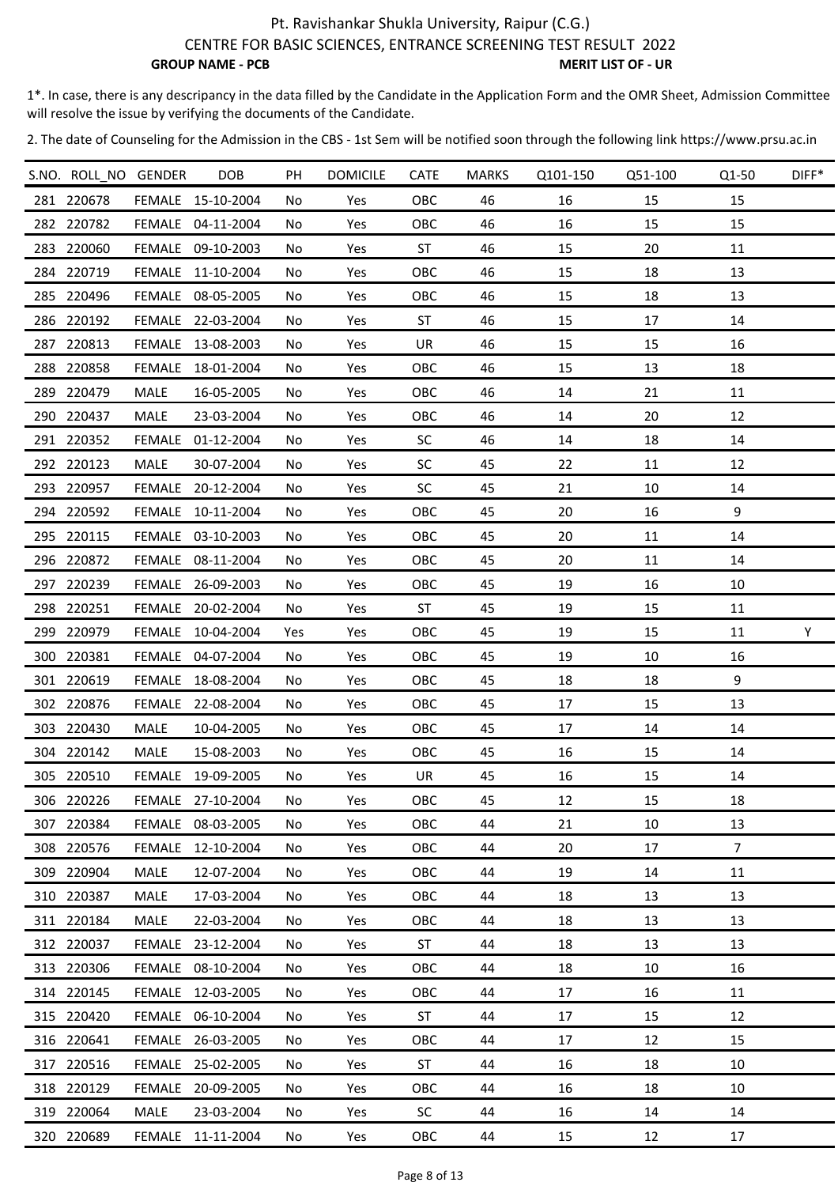Pt. Ravishankar Shukla University, Raipur (C.G.)

CENTRE FOR BASIC SCIENCES, ENTRANCE SCREENING TEST RESULT 2022

**GROUP NAME - PCB** **MERIT LIST OF - UR**

1*. In case, there is any descripancy in the data filled by the Candidate in the Application Form and the OMR Sheet, Admission Committee will resolve the issue by verifying the documents of the Candidate.

2. The date of Counseling for the Admission in the CBS - 1st Sem will be notified soon through the following link https://www.prsu.ac.in

| S.NO. | ROLL_NO | GENDER | DOB | PH | DOMICILE | CATE | MARKS | Q101-150 | Q51-100 | Q1-50 | DIFF* |
|---|---|---|---|---|---|---|---|---|---|---|---|
| 281 | 220678 | FEMALE | 15-10-2004 | No | Yes | OBC | 46 | 16 | 15 | 15 | |
| 282 | 220782 | FEMALE | 04-11-2004 | No | Yes | OBC | 46 | 16 | 15 | 15 | |
| 283 | 220060 | FEMALE | 09-10-2003 | No | Yes | ST | 46 | 15 | 20 | 11 | |
| 284 | 220719 | FEMALE | 11-10-2004 | No | Yes | OBC | 46 | 15 | 18 | 13 | |
| 285 | 220496 | FEMALE | 08-05-2005 | No | Yes | OBC | 46 | 15 | 18 | 13 | |
| 286 | 220192 | FEMALE | 22-03-2004 | No | Yes | ST | 46 | 15 | 17 | 14 | |
| 287 | 220813 | FEMALE | 13-08-2003 | No | Yes | UR | 46 | 15 | 15 | 16 | |
| 288 | 220858 | FEMALE | 18-01-2004 | No | Yes | OBC | 46 | 15 | 13 | 18 | |
| 289 | 220479 | MALE | 16-05-2005 | No | Yes | OBC | 46 | 14 | 21 | 11 | |
| 290 | 220437 | MALE | 23-03-2004 | No | Yes | OBC | 46 | 14 | 20 | 12 | |
| 291 | 220352 | FEMALE | 01-12-2004 | No | Yes | SC | 46 | 14 | 18 | 14 | |
| 292 | 220123 | MALE | 30-07-2004 | No | Yes | SC | 45 | 22 | 11 | 12 | |
| 293 | 220957 | FEMALE | 20-12-2004 | No | Yes | SC | 45 | 21 | 10 | 14 | |
| 294 | 220592 | FEMALE | 10-11-2004 | No | Yes | OBC | 45 | 20 | 16 | 9 | |
| 295 | 220115 | FEMALE | 03-10-2003 | No | Yes | OBC | 45 | 20 | 11 | 14 | |
| 296 | 220872 | FEMALE | 08-11-2004 | No | Yes | OBC | 45 | 20 | 11 | 14 | |
| 297 | 220239 | FEMALE | 26-09-2003 | No | Yes | OBC | 45 | 19 | 16 | 10 | |
| 298 | 220251 | FEMALE | 20-02-2004 | No | Yes | ST | 45 | 19 | 15 | 11 | |
| 299 | 220979 | FEMALE | 10-04-2004 | Yes | Yes | OBC | 45 | 19 | 15 | 11 | Y |
| 300 | 220381 | FEMALE | 04-07-2004 | No | Yes | OBC | 45 | 19 | 10 | 16 | |
| 301 | 220619 | FEMALE | 18-08-2004 | No | Yes | OBC | 45 | 18 | 18 | 9 | |
| 302 | 220876 | FEMALE | 22-08-2004 | No | Yes | OBC | 45 | 17 | 15 | 13 | |
| 303 | 220430 | MALE | 10-04-2005 | No | Yes | OBC | 45 | 17 | 14 | 14 | |
| 304 | 220142 | MALE | 15-08-2003 | No | Yes | OBC | 45 | 16 | 15 | 14 | |
| 305 | 220510 | FEMALE | 19-09-2005 | No | Yes | UR | 45 | 16 | 15 | 14 | |
| 306 | 220226 | FEMALE | 27-10-2004 | No | Yes | OBC | 45 | 12 | 15 | 18 | |
| 307 | 220384 | FEMALE | 08-03-2005 | No | Yes | OBC | 44 | 21 | 10 | 13 | |
| 308 | 220576 | FEMALE | 12-10-2004 | No | Yes | OBC | 44 | 20 | 17 | 7 | |
| 309 | 220904 | MALE | 12-07-2004 | No | Yes | OBC | 44 | 19 | 14 | 11 | |
| 310 | 220387 | MALE | 17-03-2004 | No | Yes | OBC | 44 | 18 | 13 | 13 | |
| 311 | 220184 | MALE | 22-03-2004 | No | Yes | OBC | 44 | 18 | 13 | 13 | |
| 312 | 220037 | FEMALE | 23-12-2004 | No | Yes | ST | 44 | 18 | 13 | 13 | |
| 313 | 220306 | FEMALE | 08-10-2004 | No | Yes | OBC | 44 | 18 | 10 | 16 | |
| 314 | 220145 | FEMALE | 12-03-2005 | No | Yes | OBC | 44 | 17 | 16 | 11 | |
| 315 | 220420 | FEMALE | 06-10-2004 | No | Yes | ST | 44 | 17 | 15 | 12 | |
| 316 | 220641 | FEMALE | 26-03-2005 | No | Yes | OBC | 44 | 17 | 12 | 15 | |
| 317 | 220516 | FEMALE | 25-02-2005 | No | Yes | ST | 44 | 16 | 18 | 10 | |
| 318 | 220129 | FEMALE | 20-09-2005 | No | Yes | OBC | 44 | 16 | 18 | 10 | |
| 319 | 220064 | MALE | 23-03-2004 | No | Yes | SC | 44 | 16 | 14 | 14 | |
| 320 | 220689 | FEMALE | 11-11-2004 | No | Yes | OBC | 44 | 15 | 12 | 17 | |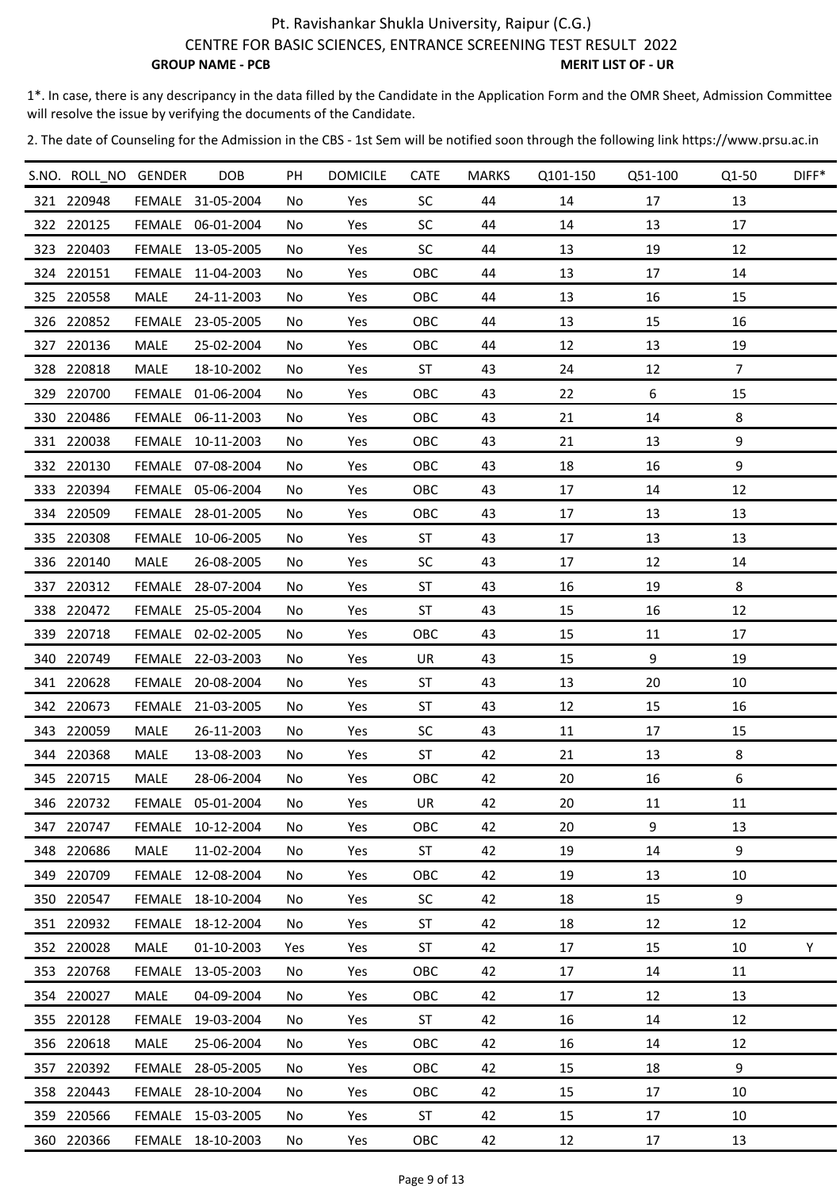Pt. Ravishankar Shukla University, Raipur (C.G.)

CENTRE FOR BASIC SCIENCES, ENTRANCE SCREENING TEST RESULT 2022

**GROUP NAME - PCB** **MERIT LIST OF - UR**

1*. In case, there is any descripancy in the data filled by the Candidate in the Application Form and the OMR Sheet, Admission Committee will resolve the issue by verifying the documents of the Candidate.

2. The date of Counseling for the Admission in the CBS - 1st Sem will be notified soon through the following link https://www.prsu.ac.in

| S.NO. | ROLL_NO | GENDER | DOB | PH | DOMICILE | CATE | MARKS | Q101-150 | Q51-100 | Q1-50 | DIFF* |
|---|---|---|---|---|---|---|---|---|---|---|---|
| 321 | 220948 | FEMALE | 31-05-2004 | No | Yes | SC | 44 | 14 | 17 | 13 | |
| 322 | 220125 | FEMALE | 06-01-2004 | No | Yes | SC | 44 | 14 | 13 | 17 | |
| 323 | 220403 | FEMALE | 13-05-2005 | No | Yes | SC | 44 | 13 | 19 | 12 | |
| 324 | 220151 | FEMALE | 11-04-2003 | No | Yes | OBC | 44 | 13 | 17 | 14 | |
| 325 | 220558 | MALE | 24-11-2003 | No | Yes | OBC | 44 | 13 | 16 | 15 | |
| 326 | 220852 | FEMALE | 23-05-2005 | No | Yes | OBC | 44 | 13 | 15 | 16 | |
| 327 | 220136 | MALE | 25-02-2004 | No | Yes | OBC | 44 | 12 | 13 | 19 | |
| 328 | 220818 | MALE | 18-10-2002 | No | Yes | ST | 43 | 24 | 12 | 7 | |
| 329 | 220700 | FEMALE | 01-06-2004 | No | Yes | OBC | 43 | 22 | 6 | 15 | |
| 330 | 220486 | FEMALE | 06-11-2003 | No | Yes | OBC | 43 | 21 | 14 | 8 | |
| 331 | 220038 | FEMALE | 10-11-2003 | No | Yes | OBC | 43 | 21 | 13 | 9 | |
| 332 | 220130 | FEMALE | 07-08-2004 | No | Yes | OBC | 43 | 18 | 16 | 9 | |
| 333 | 220394 | FEMALE | 05-06-2004 | No | Yes | OBC | 43 | 17 | 14 | 12 | |
| 334 | 220509 | FEMALE | 28-01-2005 | No | Yes | OBC | 43 | 17 | 13 | 13 | |
| 335 | 220308 | FEMALE | 10-06-2005 | No | Yes | ST | 43 | 17 | 13 | 13 | |
| 336 | 220140 | MALE | 26-08-2005 | No | Yes | SC | 43 | 17 | 12 | 14 | |
| 337 | 220312 | FEMALE | 28-07-2004 | No | Yes | ST | 43 | 16 | 19 | 8 | |
| 338 | 220472 | FEMALE | 25-05-2004 | No | Yes | ST | 43 | 15 | 16 | 12 | |
| 339 | 220718 | FEMALE | 02-02-2005 | No | Yes | OBC | 43 | 15 | 11 | 17 | |
| 340 | 220749 | FEMALE | 22-03-2003 | No | Yes | UR | 43 | 15 | 9 | 19 | |
| 341 | 220628 | FEMALE | 20-08-2004 | No | Yes | ST | 43 | 13 | 20 | 10 | |
| 342 | 220673 | FEMALE | 21-03-2005 | No | Yes | ST | 43 | 12 | 15 | 16 | |
| 343 | 220059 | MALE | 26-11-2003 | No | Yes | SC | 43 | 11 | 17 | 15 | |
| 344 | 220368 | MALE | 13-08-2003 | No | Yes | ST | 42 | 21 | 13 | 8 | |
| 345 | 220715 | MALE | 28-06-2004 | No | Yes | OBC | 42 | 20 | 16 | 6 | |
| 346 | 220732 | FEMALE | 05-01-2004 | No | Yes | UR | 42 | 20 | 11 | 11 | |
| 347 | 220747 | FEMALE | 10-12-2004 | No | Yes | OBC | 42 | 20 | 9 | 13 | |
| 348 | 220686 | MALE | 11-02-2004 | No | Yes | ST | 42 | 19 | 14 | 9 | |
| 349 | 220709 | FEMALE | 12-08-2004 | No | Yes | OBC | 42 | 19 | 13 | 10 | |
| 350 | 220547 | FEMALE | 18-10-2004 | No | Yes | SC | 42 | 18 | 15 | 9 | |
| 351 | 220932 | FEMALE | 18-12-2004 | No | Yes | ST | 42 | 18 | 12 | 12 | |
| 352 | 220028 | MALE | 01-10-2003 | Yes | Yes | ST | 42 | 17 | 15 | 10 | Y |
| 353 | 220768 | FEMALE | 13-05-2003 | No | Yes | OBC | 42 | 17 | 14 | 11 | |
| 354 | 220027 | MALE | 04-09-2004 | No | Yes | OBC | 42 | 17 | 12 | 13 | |
| 355 | 220128 | FEMALE | 19-03-2004 | No | Yes | ST | 42 | 16 | 14 | 12 | |
| 356 | 220618 | MALE | 25-06-2004 | No | Yes | OBC | 42 | 16 | 14 | 12 | |
| 357 | 220392 | FEMALE | 28-05-2005 | No | Yes | OBC | 42 | 15 | 18 | 9 | |
| 358 | 220443 | FEMALE | 28-10-2004 | No | Yes | OBC | 42 | 15 | 17 | 10 | |
| 359 | 220566 | FEMALE | 15-03-2005 | No | Yes | ST | 42 | 15 | 17 | 10 | |
| 360 | 220366 | FEMALE | 18-10-2003 | No | Yes | OBC | 42 | 12 | 17 | 13 | |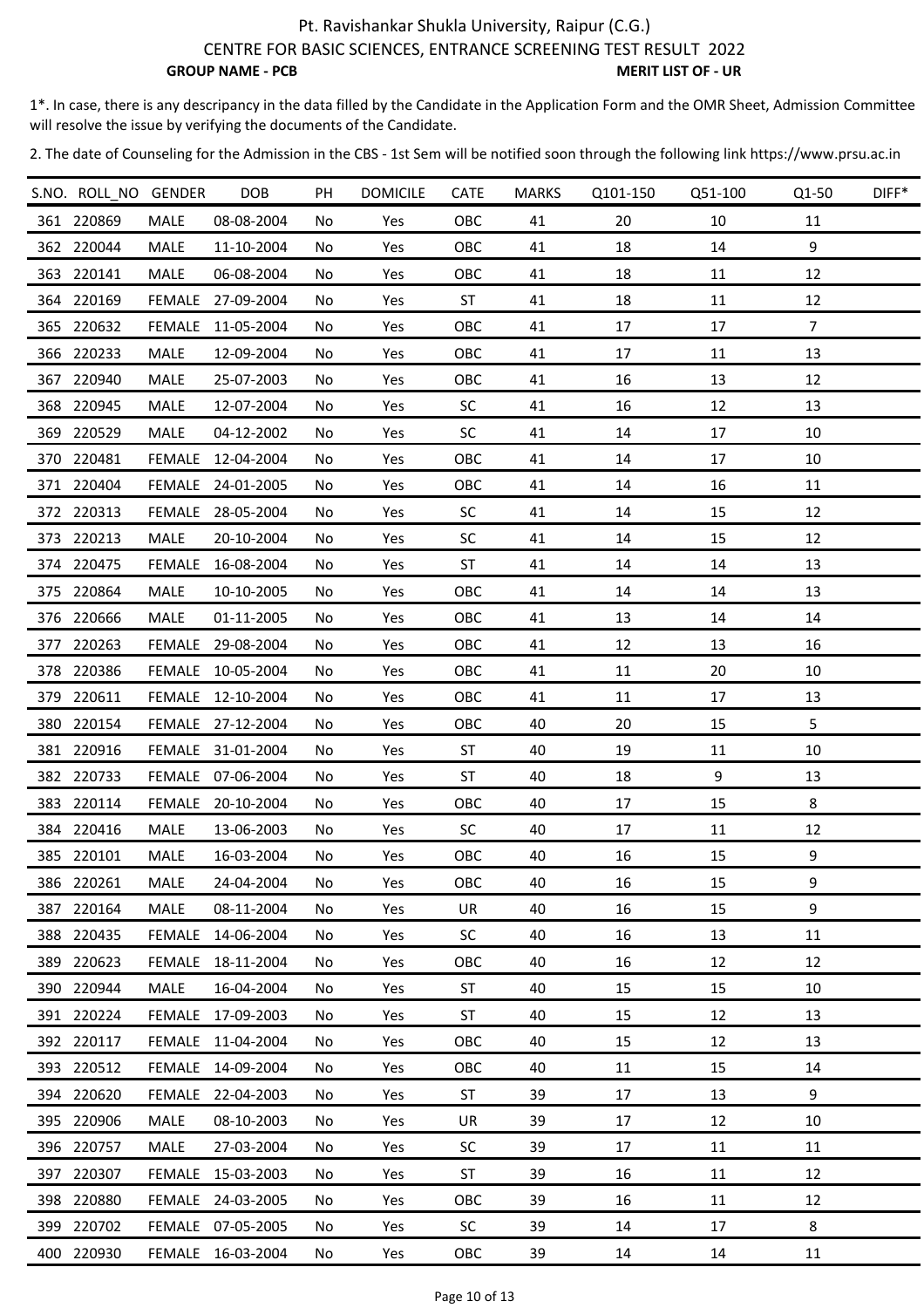Pt. Ravishankar Shukla University, Raipur (C.G.)

CENTRE FOR BASIC SCIENCES, ENTRANCE SCREENING TEST RESULT 2022

**GROUP NAME - PCB** **MERIT LIST OF - UR**

1*. In case, there is any descripancy in the data filled by the Candidate in the Application Form and the OMR Sheet, Admission Committee will resolve the issue by verifying the documents of the Candidate.

2. The date of Counseling for the Admission in the CBS - 1st Sem will be notified soon through the following link https://www.prsu.ac.in

| S.NO. | ROLL_NO | GENDER | DOB | PH | DOMICILE | CATE | MARKS | Q101-150 | Q51-100 | Q1-50 | DIFF* |
|---|---|---|---|---|---|---|---|---|---|---|---|
| 361 | 220869 | MALE | 08-08-2004 | No | Yes | OBC | 41 | 20 | 10 | 11 | |
| 362 | 220044 | MALE | 11-10-2004 | No | Yes | OBC | 41 | 18 | 14 | 9 | |
| 363 | 220141 | MALE | 06-08-2004 | No | Yes | OBC | 41 | 18 | 11 | 12 | |
| 364 | 220169 | FEMALE | 27-09-2004 | No | Yes | ST | 41 | 18 | 11 | 12 | |
| 365 | 220632 | FEMALE | 11-05-2004 | No | Yes | OBC | 41 | 17 | 17 | 7 | |
| 366 | 220233 | MALE | 12-09-2004 | No | Yes | OBC | 41 | 17 | 11 | 13 | |
| 367 | 220940 | MALE | 25-07-2003 | No | Yes | OBC | 41 | 16 | 13 | 12 | |
| 368 | 220945 | MALE | 12-07-2004 | No | Yes | SC | 41 | 16 | 12 | 13 | |
| 369 | 220529 | MALE | 04-12-2002 | No | Yes | SC | 41 | 14 | 17 | 10 | |
| 370 | 220481 | FEMALE | 12-04-2004 | No | Yes | OBC | 41 | 14 | 17 | 10 | |
| 371 | 220404 | FEMALE | 24-01-2005 | No | Yes | OBC | 41 | 14 | 16 | 11 | |
| 372 | 220313 | FEMALE | 28-05-2004 | No | Yes | SC | 41 | 14 | 15 | 12 | |
| 373 | 220213 | MALE | 20-10-2004 | No | Yes | SC | 41 | 14 | 15 | 12 | |
| 374 | 220475 | FEMALE | 16-08-2004 | No | Yes | ST | 41 | 14 | 14 | 13 | |
| 375 | 220864 | MALE | 10-10-2005 | No | Yes | OBC | 41 | 14 | 14 | 13 | |
| 376 | 220666 | MALE | 01-11-2005 | No | Yes | OBC | 41 | 13 | 14 | 14 | |
| 377 | 220263 | FEMALE | 29-08-2004 | No | Yes | OBC | 41 | 12 | 13 | 16 | |
| 378 | 220386 | FEMALE | 10-05-2004 | No | Yes | OBC | 41 | 11 | 20 | 10 | |
| 379 | 220611 | FEMALE | 12-10-2004 | No | Yes | OBC | 41 | 11 | 17 | 13 | |
| 380 | 220154 | FEMALE | 27-12-2004 | No | Yes | OBC | 40 | 20 | 15 | 5 | |
| 381 | 220916 | FEMALE | 31-01-2004 | No | Yes | ST | 40 | 19 | 11 | 10 | |
| 382 | 220733 | FEMALE | 07-06-2004 | No | Yes | ST | 40 | 18 | 9 | 13 | |
| 383 | 220114 | FEMALE | 20-10-2004 | No | Yes | OBC | 40 | 17 | 15 | 8 | |
| 384 | 220416 | MALE | 13-06-2003 | No | Yes | SC | 40 | 17 | 11 | 12 | |
| 385 | 220101 | MALE | 16-03-2004 | No | Yes | OBC | 40 | 16 | 15 | 9 | |
| 386 | 220261 | MALE | 24-04-2004 | No | Yes | OBC | 40 | 16 | 15 | 9 | |
| 387 | 220164 | MALE | 08-11-2004 | No | Yes | UR | 40 | 16 | 15 | 9 | |
| 388 | 220435 | FEMALE | 14-06-2004 | No | Yes | SC | 40 | 16 | 13 | 11 | |
| 389 | 220623 | FEMALE | 18-11-2004 | No | Yes | OBC | 40 | 16 | 12 | 12 | |
| 390 | 220944 | MALE | 16-04-2004 | No | Yes | ST | 40 | 15 | 15 | 10 | |
| 391 | 220224 | FEMALE | 17-09-2003 | No | Yes | ST | 40 | 15 | 12 | 13 | |
| 392 | 220117 | FEMALE | 11-04-2004 | No | Yes | OBC | 40 | 15 | 12 | 13 | |
| 393 | 220512 | FEMALE | 14-09-2004 | No | Yes | OBC | 40 | 11 | 15 | 14 | |
| 394 | 220620 | FEMALE | 22-04-2003 | No | Yes | ST | 39 | 17 | 13 | 9 | |
| 395 | 220906 | MALE | 08-10-2003 | No | Yes | UR | 39 | 17 | 12 | 10 | |
| 396 | 220757 | MALE | 27-03-2004 | No | Yes | SC | 39 | 17 | 11 | 11 | |
| 397 | 220307 | FEMALE | 15-03-2003 | No | Yes | ST | 39 | 16 | 11 | 12 | |
| 398 | 220880 | FEMALE | 24-03-2005 | No | Yes | OBC | 39 | 16 | 11 | 12 | |
| 399 | 220702 | FEMALE | 07-05-2005 | No | Yes | SC | 39 | 14 | 17 | 8 | |
| 400 | 220930 | FEMALE | 16-03-2004 | No | Yes | OBC | 39 | 14 | 14 | 11 | |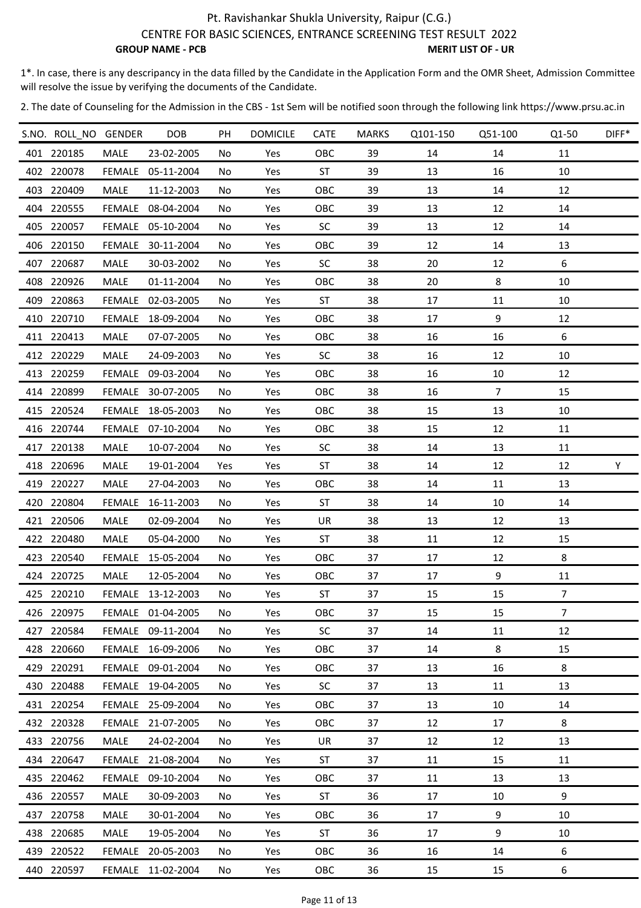# Pt. Ravishankar Shukla University, Raipur (C.G.)

## CENTRE FOR BASIC SCIENCES, ENTRANCE SCREENING TEST RESULT 2022

**GROUP NAME - PCB** **MERIT LIST OF - UR**

1*. In case, there is any descripancy in the data filled by the Candidate in the Application Form and the OMR Sheet, Admission Committee will resolve the issue by verifying the documents of the Candidate.

2. The date of Counseling for the Admission in the CBS - 1st Sem will be notified soon through the following link https://www.prsu.ac.in

| S.NO. | ROLL_NO | GENDER | DOB | PH | DOMICILE | CATE | MARKS | Q101-150 | Q51-100 | Q1-50 | DIFF* |
|---|---|---|---|---|---|---|---|---|---|---|---|
| 401 | 220185 | MALE | 23-02-2005 | No | Yes | OBC | 39 | 14 | 14 | 11 | |
| 402 | 220078 | FEMALE | 05-11-2004 | No | Yes | ST | 39 | 13 | 16 | 10 | |
| 403 | 220409 | MALE | 11-12-2003 | No | Yes | OBC | 39 | 13 | 14 | 12 | |
| 404 | 220555 | FEMALE | 08-04-2004 | No | Yes | OBC | 39 | 13 | 12 | 14 | |
| 405 | 220057 | FEMALE | 05-10-2004 | No | Yes | SC | 39 | 13 | 12 | 14 | |
| 406 | 220150 | FEMALE | 30-11-2004 | No | Yes | OBC | 39 | 12 | 14 | 13 | |
| 407 | 220687 | MALE | 30-03-2002 | No | Yes | SC | 38 | 20 | 12 | 6 | |
| 408 | 220926 | MALE | 01-11-2004 | No | Yes | OBC | 38 | 20 | 8 | 10 | |
| 409 | 220863 | FEMALE | 02-03-2005 | No | Yes | ST | 38 | 17 | 11 | 10 | |
| 410 | 220710 | FEMALE | 18-09-2004 | No | Yes | OBC | 38 | 17 | 9 | 12 | |
| 411 | 220413 | MALE | 07-07-2005 | No | Yes | OBC | 38 | 16 | 16 | 6 | |
| 412 | 220229 | MALE | 24-09-2003 | No | Yes | SC | 38 | 16 | 12 | 10 | |
| 413 | 220259 | FEMALE | 09-03-2004 | No | Yes | OBC | 38 | 16 | 10 | 12 | |
| 414 | 220899 | FEMALE | 30-07-2005 | No | Yes | OBC | 38 | 16 | 7 | 15 | |
| 415 | 220524 | FEMALE | 18-05-2003 | No | Yes | OBC | 38 | 15 | 13 | 10 | |
| 416 | 220744 | FEMALE | 07-10-2004 | No | Yes | OBC | 38 | 15 | 12 | 11 | |
| 417 | 220138 | MALE | 10-07-2004 | No | Yes | SC | 38 | 14 | 13 | 11 | |
| 418 | 220696 | MALE | 19-01-2004 | Yes | Yes | ST | 38 | 14 | 12 | 12 | Y |
| 419 | 220227 | MALE | 27-04-2003 | No | Yes | OBC | 38 | 14 | 11 | 13 | |
| 420 | 220804 | FEMALE | 16-11-2003 | No | Yes | ST | 38 | 14 | 10 | 14 | |
| 421 | 220506 | MALE | 02-09-2004 | No | Yes | UR | 38 | 13 | 12 | 13 | |
| 422 | 220480 | MALE | 05-04-2000 | No | Yes | ST | 38 | 11 | 12 | 15 | |
| 423 | 220540 | FEMALE | 15-05-2004 | No | Yes | OBC | 37 | 17 | 12 | 8 | |
| 424 | 220725 | MALE | 12-05-2004 | No | Yes | OBC | 37 | 17 | 9 | 11 | |
| 425 | 220210 | FEMALE | 13-12-2003 | No | Yes | ST | 37 | 15 | 15 | 7 | |
| 426 | 220975 | FEMALE | 01-04-2005 | No | Yes | OBC | 37 | 15 | 15 | 7 | |
| 427 | 220584 | FEMALE | 09-11-2004 | No | Yes | SC | 37 | 14 | 11 | 12 | |
| 428 | 220660 | FEMALE | 16-09-2006 | No | Yes | OBC | 37 | 14 | 8 | 15 | |
| 429 | 220291 | FEMALE | 09-01-2004 | No | Yes | OBC | 37 | 13 | 16 | 8 | |
| 430 | 220488 | FEMALE | 19-04-2005 | No | Yes | SC | 37 | 13 | 11 | 13 | |
| 431 | 220254 | FEMALE | 25-09-2004 | No | Yes | OBC | 37 | 13 | 10 | 14 | |
| 432 | 220328 | FEMALE | 21-07-2005 | No | Yes | OBC | 37 | 12 | 17 | 8 | |
| 433 | 220756 | MALE | 24-02-2004 | No | Yes | UR | 37 | 12 | 12 | 13 | |
| 434 | 220647 | FEMALE | 21-08-2004 | No | Yes | ST | 37 | 11 | 15 | 11 | |
| 435 | 220462 | FEMALE | 09-10-2004 | No | Yes | OBC | 37 | 11 | 13 | 13 | |
| 436 | 220557 | MALE | 30-09-2003 | No | Yes | ST | 36 | 17 | 10 | 9 | |
| 437 | 220758 | MALE | 30-01-2004 | No | Yes | OBC | 36 | 17 | 9 | 10 | |
| 438 | 220685 | MALE | 19-05-2004 | No | Yes | ST | 36 | 17 | 9 | 10 | |
| 439 | 220522 | FEMALE | 20-05-2003 | No | Yes | OBC | 36 | 16 | 14 | 6 | |
| 440 | 220597 | FEMALE | 11-02-2004 | No | Yes | OBC | 36 | 15 | 15 | 6 | |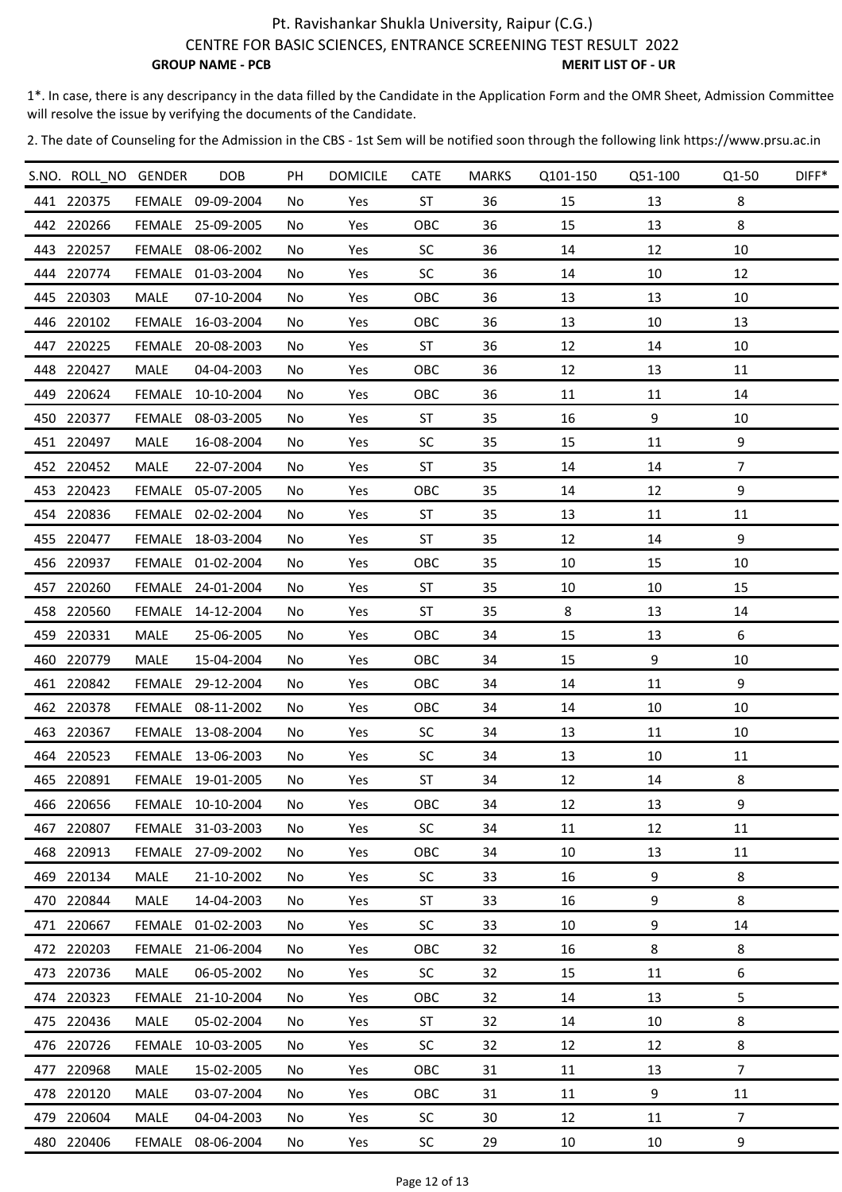Pt. Ravishankar Shukla University, Raipur (C.G.)

CENTRE FOR BASIC SCIENCES, ENTRANCE SCREENING TEST RESULT 2022

**GROUP NAME - PCB** **MERIT LIST OF - UR**

1*. In case, there is any descripancy in the data filled by the Candidate in the Application Form and the OMR Sheet, Admission Committee will resolve the issue by verifying the documents of the Candidate.

2. The date of Counseling for the Admission in the CBS - 1st Sem will be notified soon through the following link https://www.prsu.ac.in

| S.NO. | ROLL_NO | GENDER | DOB | PH | DOMICILE | CATE | MARKS | Q101-150 | Q51-100 | Q1-50 | DIFF* |
|---|---|---|---|---|---|---|---|---|---|---|---|
| 441 | 220375 | FEMALE | 09-09-2004 | No | Yes | ST | 36 | 15 | 13 | 8 | |
| 442 | 220266 | FEMALE | 25-09-2005 | No | Yes | OBC | 36 | 15 | 13 | 8 | |
| 443 | 220257 | FEMALE | 08-06-2002 | No | Yes | SC | 36 | 14 | 12 | 10 | |
| 444 | 220774 | FEMALE | 01-03-2004 | No | Yes | SC | 36 | 14 | 10 | 12 | |
| 445 | 220303 | MALE | 07-10-2004 | No | Yes | OBC | 36 | 13 | 13 | 10 | |
| 446 | 220102 | FEMALE | 16-03-2004 | No | Yes | OBC | 36 | 13 | 10 | 13 | |
| 447 | 220225 | FEMALE | 20-08-2003 | No | Yes | ST | 36 | 12 | 14 | 10 | |
| 448 | 220427 | MALE | 04-04-2003 | No | Yes | OBC | 36 | 12 | 13 | 11 | |
| 449 | 220624 | FEMALE | 10-10-2004 | No | Yes | OBC | 36 | 11 | 11 | 14 | |
| 450 | 220377 | FEMALE | 08-03-2005 | No | Yes | ST | 35 | 16 | 9 | 10 | |
| 451 | 220497 | MALE | 16-08-2004 | No | Yes | SC | 35 | 15 | 11 | 9 | |
| 452 | 220452 | MALE | 22-07-2004 | No | Yes | ST | 35 | 14 | 14 | 7 | |
| 453 | 220423 | FEMALE | 05-07-2005 | No | Yes | OBC | 35 | 14 | 12 | 9 | |
| 454 | 220836 | FEMALE | 02-02-2004 | No | Yes | ST | 35 | 13 | 11 | 11 | |
| 455 | 220477 | FEMALE | 18-03-2004 | No | Yes | ST | 35 | 12 | 14 | 9 | |
| 456 | 220937 | FEMALE | 01-02-2004 | No | Yes | OBC | 35 | 10 | 15 | 10 | |
| 457 | 220260 | FEMALE | 24-01-2004 | No | Yes | ST | 35 | 10 | 10 | 15 | |
| 458 | 220560 | FEMALE | 14-12-2004 | No | Yes | ST | 35 | 8 | 13 | 14 | |
| 459 | 220331 | MALE | 25-06-2005 | No | Yes | OBC | 34 | 15 | 13 | 6 | |
| 460 | 220779 | MALE | 15-04-2004 | No | Yes | OBC | 34 | 15 | 9 | 10 | |
| 461 | 220842 | FEMALE | 29-12-2004 | No | Yes | OBC | 34 | 14 | 11 | 9 | |
| 462 | 220378 | FEMALE | 08-11-2002 | No | Yes | OBC | 34 | 14 | 10 | 10 | |
| 463 | 220367 | FEMALE | 13-08-2004 | No | Yes | SC | 34 | 13 | 11 | 10 | |
| 464 | 220523 | FEMALE | 13-06-2003 | No | Yes | SC | 34 | 13 | 10 | 11 | |
| 465 | 220891 | FEMALE | 19-01-2005 | No | Yes | ST | 34 | 12 | 14 | 8 | |
| 466 | 220656 | FEMALE | 10-10-2004 | No | Yes | OBC | 34 | 12 | 13 | 9 | |
| 467 | 220807 | FEMALE | 31-03-2003 | No | Yes | SC | 34 | 11 | 12 | 11 | |
| 468 | 220913 | FEMALE | 27-09-2002 | No | Yes | OBC | 34 | 10 | 13 | 11 | |
| 469 | 220134 | MALE | 21-10-2002 | No | Yes | SC | 33 | 16 | 9 | 8 | |
| 470 | 220844 | MALE | 14-04-2003 | No | Yes | ST | 33 | 16 | 9 | 8 | |
| 471 | 220667 | FEMALE | 01-02-2003 | No | Yes | SC | 33 | 10 | 9 | 14 | |
| 472 | 220203 | FEMALE | 21-06-2004 | No | Yes | OBC | 32 | 16 | 8 | 8 | |
| 473 | 220736 | MALE | 06-05-2002 | No | Yes | SC | 32 | 15 | 11 | 6 | |
| 474 | 220323 | FEMALE | 21-10-2004 | No | Yes | OBC | 32 | 14 | 13 | 5 | |
| 475 | 220436 | MALE | 05-02-2004 | No | Yes | ST | 32 | 14 | 10 | 8 | |
| 476 | 220726 | FEMALE | 10-03-2005 | No | Yes | SC | 32 | 12 | 12 | 8 | |
| 477 | 220968 | MALE | 15-02-2005 | No | Yes | OBC | 31 | 11 | 13 | 7 | |
| 478 | 220120 | MALE | 03-07-2004 | No | Yes | OBC | 31 | 11 | 9 | 11 | |
| 479 | 220604 | MALE | 04-04-2003 | No | Yes | SC | 30 | 12 | 11 | 7 | |
| 480 | 220406 | FEMALE | 08-06-2004 | No | Yes | SC | 29 | 10 | 10 | 9 | |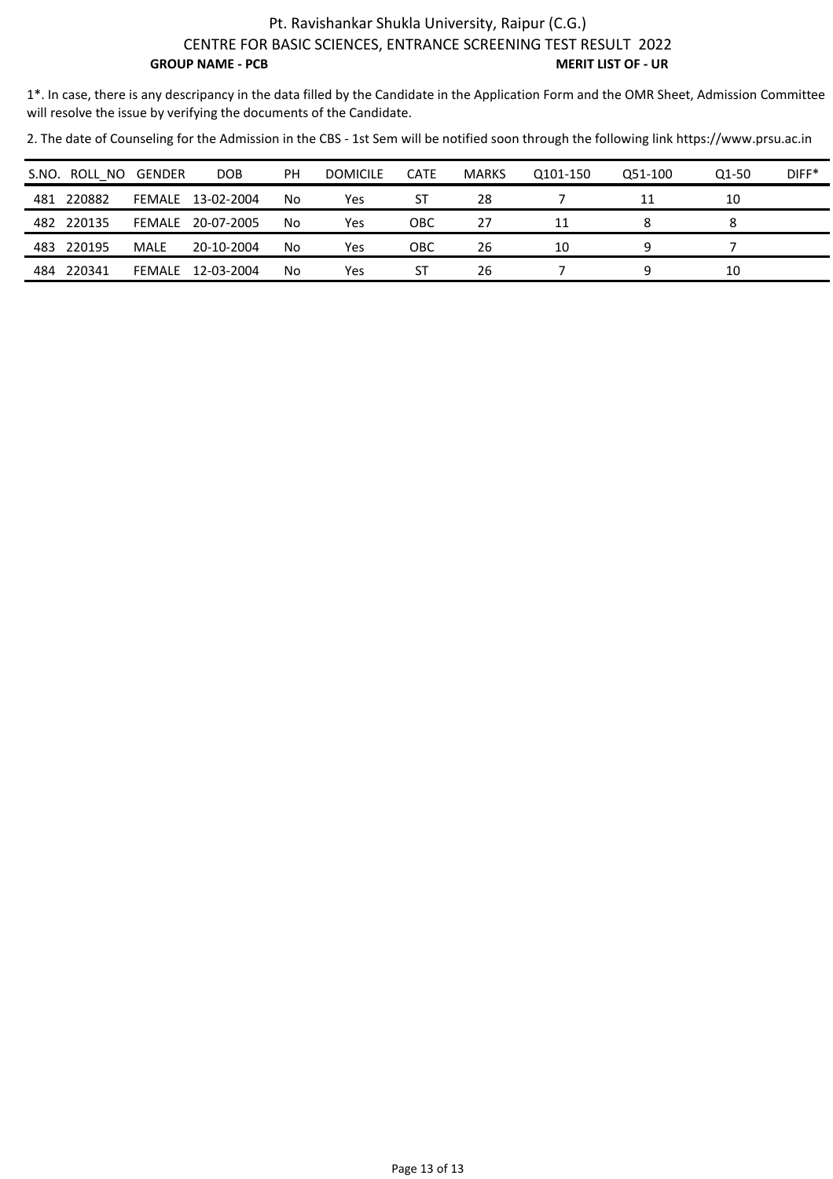Pt. Ravishankar Shukla University, Raipur (C.G.)

CENTRE FOR BASIC SCIENCES, ENTRANCE SCREENING TEST RESULT 2022

**GROUP NAME - PCB** **MERIT LIST OF - UR**

1*. In case, there is any descripancy in the data filled by the Candidate in the Application Form and the OMR Sheet, Admission Committee will resolve the issue by verifying the documents of the Candidate.

2. The date of Counseling for the Admission in the CBS - 1st Sem will be notified soon through the following link https://www.prsu.ac.in

| S.NO. | ROLL_NO | GENDER | DOB | PH | DOMICILE | CATE | MARKS | Q101-150 | Q51-100 | Q1-50 | DIFF* |
|---|---|---|---|---|---|---|---|---|---|---|---|
| 481 | 220882 | FEMALE | 13-02-2004 | No | Yes | ST | 28 | 7 | 11 | 10 | |
| 482 | 220135 | FEMALE | 20-07-2005 | No | Yes | OBC | 27 | 11 | 8 | 8 | |
| 483 | 220195 | MALE | 20-10-2004 | No | Yes | OBC | 26 | 10 | 9 | 7 | |
| 484 | 220341 | FEMALE | 12-03-2004 | No | Yes | ST | 26 | 7 | 9 | 10 | |